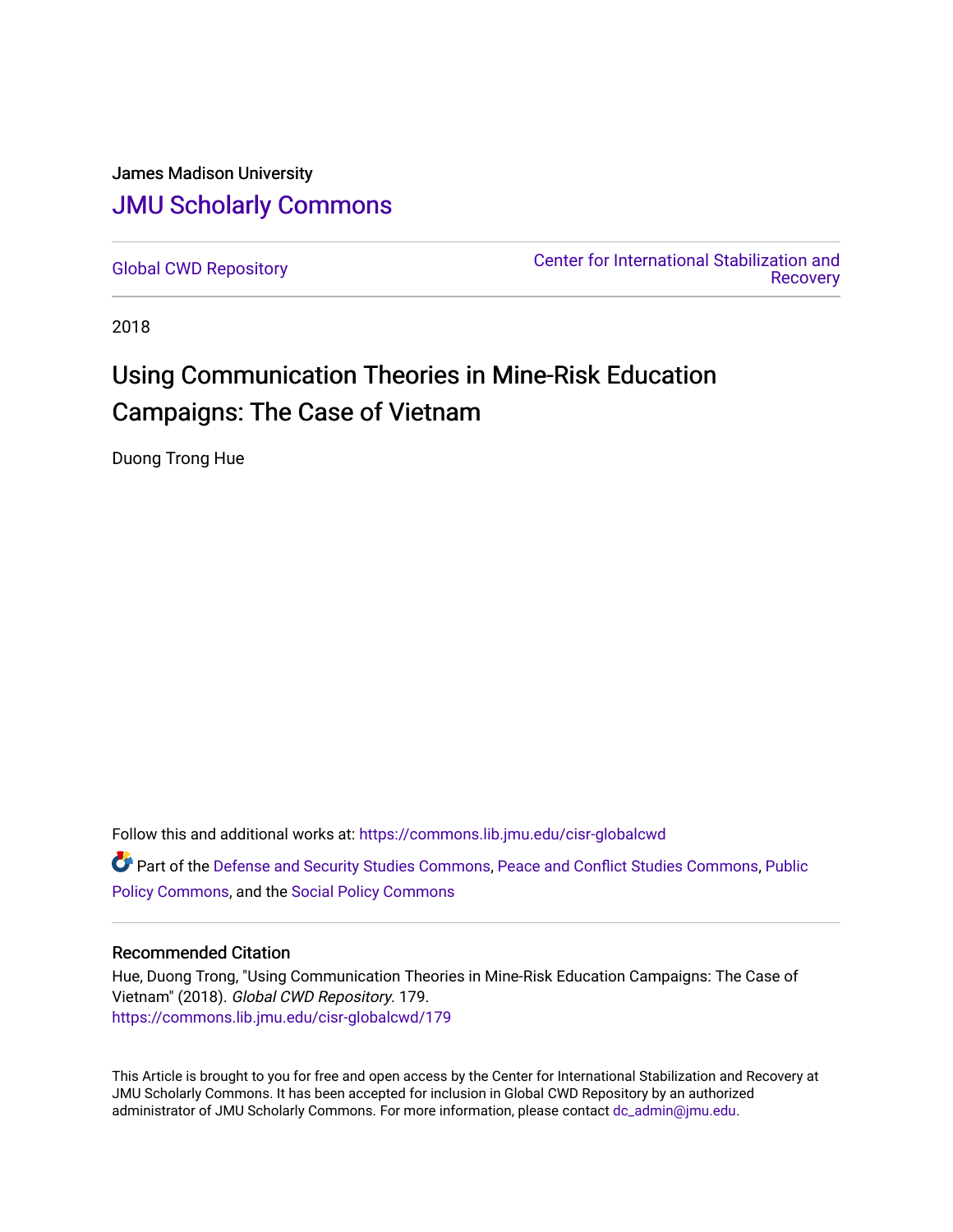James Madison University

# JMU Scholarly Commons

Global CWD Repository

Center for International Stabilization and Recovery

2018

# Using Communication Theories in Mine-Risk Education Campaigns: The Case of Vietnam

Duong Trong Hue

Follow this and additional works at: https://commons.lib.jmu.edu/cisr-globalcwd

Part of the Defense and Security Studies Commons, Peace and Conflict Studies Commons, Public Policy Commons, and the Social Policy Commons

### Recommended Citation

Hue, Duong Trong, "Using Communication Theories in Mine-Risk Education Campaigns: The Case of Vietnam" (2018). *Global CWD Repository*. 179.
https://commons.lib.jmu.edu/cisr-globalcwd/179

This Article is brought to you for free and open access by the Center for International Stabilization and Recovery at JMU Scholarly Commons. It has been accepted for inclusion in Global CWD Repository by an authorized administrator of JMU Scholarly Commons. For more information, please contact dc_admin@jmu.edu.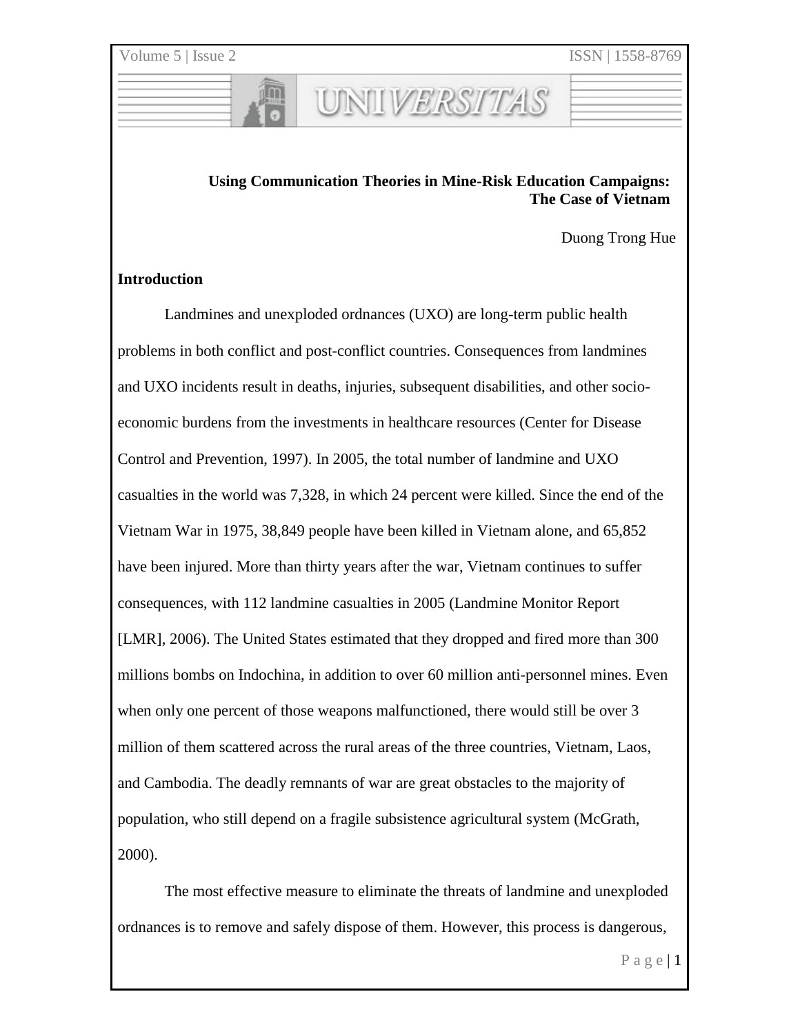**Using Communication Theories in Mine-Risk Education Campaigns: The Case of Vietnam**

Duong Trong Hue

## Introduction

Landmines and unexploded ordnances (UXO) are long-term public health problems in both conflict and post-conflict countries. Consequences from landmines and UXO incidents result in deaths, injuries, subsequent disabilities, and other socio-economic burdens from the investments in healthcare resources (Center for Disease Control and Prevention, 1997). In 2005, the total number of landmine and UXO casualties in the world was 7,328, in which 24 percent were killed. Since the end of the Vietnam War in 1975, 38,849 people have been killed in Vietnam alone, and 65,852 have been injured. More than thirty years after the war, Vietnam continues to suffer consequences, with 112 landmine casualties in 2005 (Landmine Monitor Report [LMR], 2006). The United States estimated that they dropped and fired more than 300 millions bombs on Indochina, in addition to over 60 million anti-personnel mines. Even when only one percent of those weapons malfunctioned, there would still be over 3 million of them scattered across the rural areas of the three countries, Vietnam, Laos, and Cambodia. The deadly remnants of war are great obstacles to the majority of population, who still depend on a fragile subsistence agricultural system (McGrath, 2000).

The most effective measure to eliminate the threats of landmine and unexploded ordnances is to remove and safely dispose of them. However, this process is dangerous,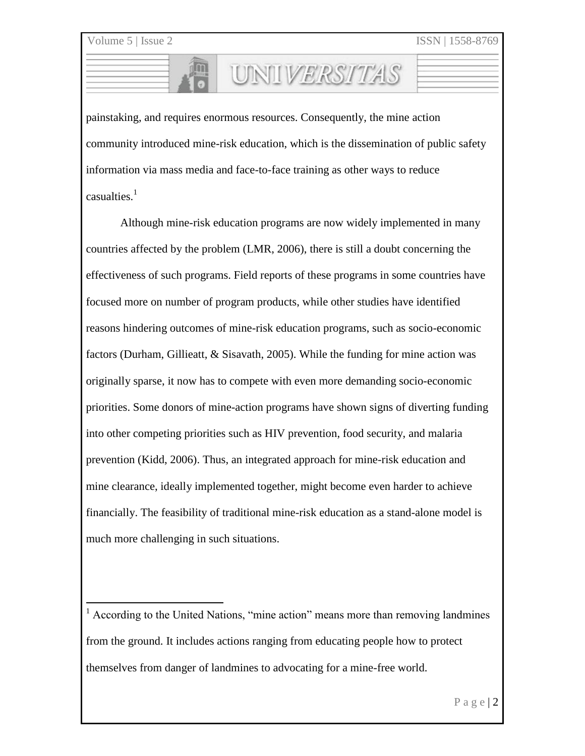painstaking, and requires enormous resources. Consequently, the mine action community introduced mine-risk education, which is the dissemination of public safety information via mass media and face-to-face training as other ways to reduce casualties.[1]

Although mine-risk education programs are now widely implemented in many countries affected by the problem (LMR, 2006), there is still a doubt concerning the effectiveness of such programs. Field reports of these programs in some countries have focused more on number of program products, while other studies have identified reasons hindering outcomes of mine-risk education programs, such as socio-economic factors (Durham, Gillieatt, & Sisavath, 2005). While the funding for mine action was originally sparse, it now has to compete with even more demanding socio-economic priorities. Some donors of mine-action programs have shown signs of diverting funding into other competing priorities such as HIV prevention, food security, and malaria prevention (Kidd, 2006). Thus, an integrated approach for mine-risk education and mine clearance, ideally implemented together, might become even harder to achieve financially. The feasibility of traditional mine-risk education as a stand-alone model is much more challenging in such situations.

---

[1] According to the United Nations, "mine action" means more than removing landmines from the ground. It includes actions ranging from educating people how to protect themselves from danger of landmines to advocating for a mine-free world.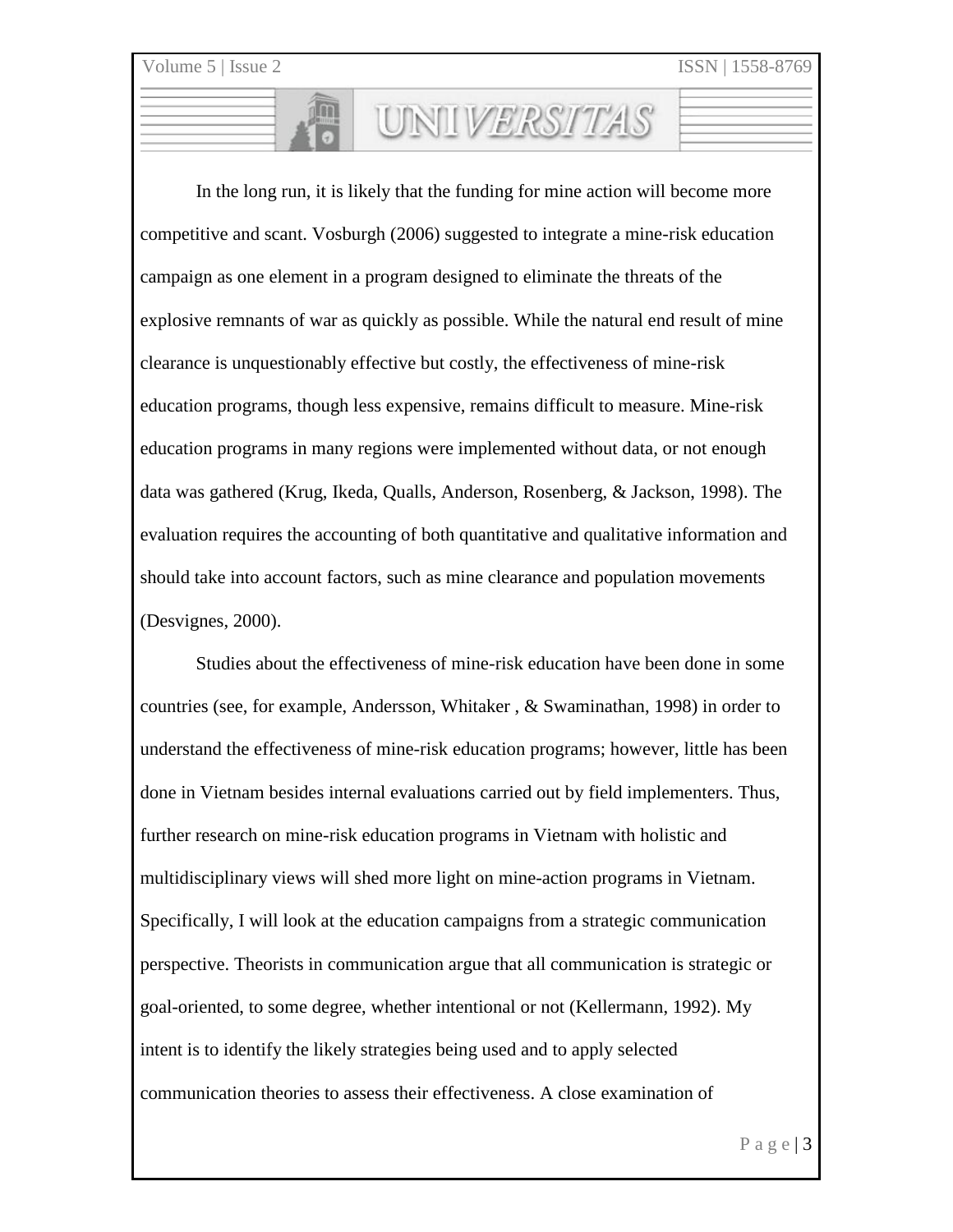In the long run, it is likely that the funding for mine action will become more competitive and scant. Vosburgh (2006) suggested to integrate a mine-risk education campaign as one element in a program designed to eliminate the threats of the explosive remnants of war as quickly as possible. While the natural end result of mine clearance is unquestionably effective but costly, the effectiveness of mine-risk education programs, though less expensive, remains difficult to measure. Mine-risk education programs in many regions were implemented without data, or not enough data was gathered (Krug, Ikeda, Qualls, Anderson, Rosenberg, & Jackson, 1998). The evaluation requires the accounting of both quantitative and qualitative information and should take into account factors, such as mine clearance and population movements (Desvignes, 2000).

Studies about the effectiveness of mine-risk education have been done in some countries (see, for example, Andersson, Whitaker , & Swaminathan, 1998) in order to understand the effectiveness of mine-risk education programs; however, little has been done in Vietnam besides internal evaluations carried out by field implementers. Thus, further research on mine-risk education programs in Vietnam with holistic and multidisciplinary views will shed more light on mine-action programs in Vietnam. Specifically, I will look at the education campaigns from a strategic communication perspective. Theorists in communication argue that all communication is strategic or goal-oriented, to some degree, whether intentional or not (Kellermann, 1992). My intent is to identify the likely strategies being used and to apply selected communication theories to assess their effectiveness. A close examination of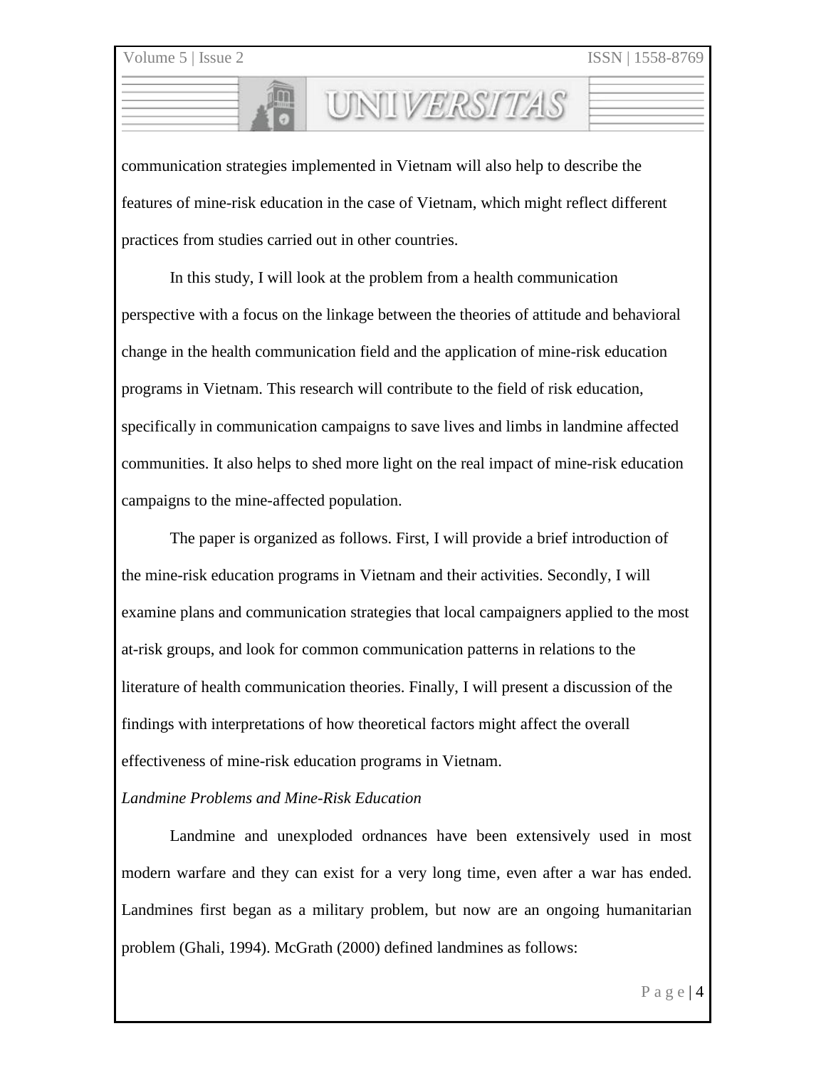communication strategies implemented in Vietnam will also help to describe the features of mine-risk education in the case of Vietnam, which might reflect different practices from studies carried out in other countries.

In this study, I will look at the problem from a health communication perspective with a focus on the linkage between the theories of attitude and behavioral change in the health communication field and the application of mine-risk education programs in Vietnam. This research will contribute to the field of risk education, specifically in communication campaigns to save lives and limbs in landmine affected communities. It also helps to shed more light on the real impact of mine-risk education campaigns to the mine-affected population.

The paper is organized as follows. First, I will provide a brief introduction of the mine-risk education programs in Vietnam and their activities. Secondly, I will examine plans and communication strategies that local campaigners applied to the most at-risk groups, and look for common communication patterns in relations to the literature of health communication theories. Finally, I will present a discussion of the findings with interpretations of how theoretical factors might affect the overall effectiveness of mine-risk education programs in Vietnam.

*Landmine Problems and Mine-Risk Education*

Landmine and unexploded ordnances have been extensively used in most modern warfare and they can exist for a very long time, even after a war has ended. Landmines first began as a military problem, but now are an ongoing humanitarian problem (Ghali, 1994). McGrath (2000) defined landmines as follows: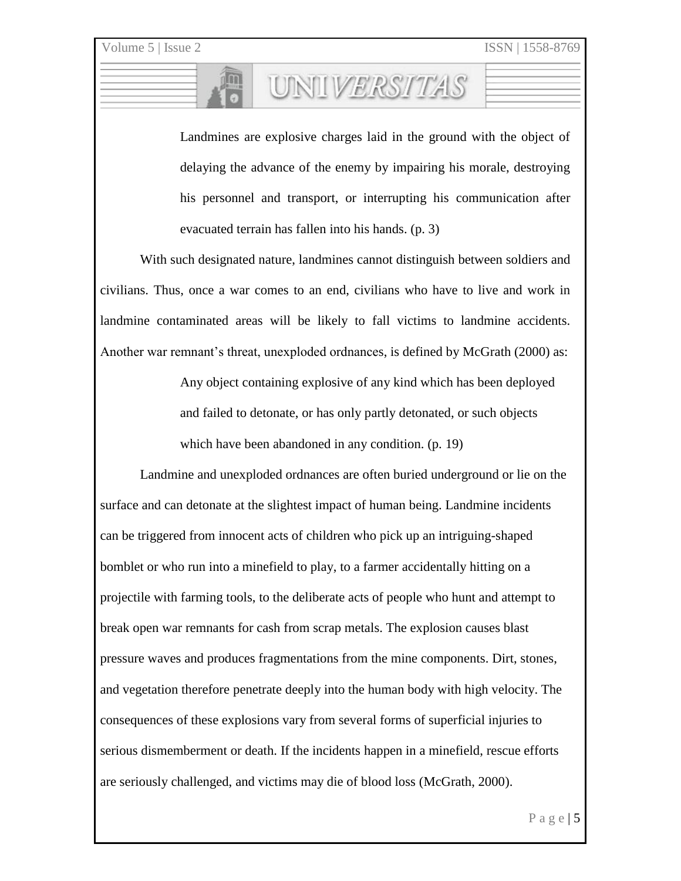> Landmines are explosive charges laid in the ground with the object of delaying the advance of the enemy by impairing his morale, destroying his personnel and transport, or interrupting his communication after evacuated terrain has fallen into his hands. (p. 3)

With such designated nature, landmines cannot distinguish between soldiers and civilians. Thus, once a war comes to an end, civilians who have to live and work in landmine contaminated areas will be likely to fall victims to landmine accidents. Another war remnant's threat, unexploded ordnances, is defined by McGrath (2000) as:

> Any object containing explosive of any kind which has been deployed and failed to detonate, or has only partly detonated, or such objects which have been abandoned in any condition. (p. 19)

Landmine and unexploded ordnances are often buried underground or lie on the surface and can detonate at the slightest impact of human being. Landmine incidents can be triggered from innocent acts of children who pick up an intriguing-shaped bomblet or who run into a minefield to play, to a farmer accidentally hitting on a projectile with farming tools, to the deliberate acts of people who hunt and attempt to break open war remnants for cash from scrap metals. The explosion causes blast pressure waves and produces fragmentations from the mine components. Dirt, stones, and vegetation therefore penetrate deeply into the human body with high velocity. The consequences of these explosions vary from several forms of superficial injuries to serious dismemberment or death. If the incidents happen in a minefield, rescue efforts are seriously challenged, and victims may die of blood loss (McGrath, 2000).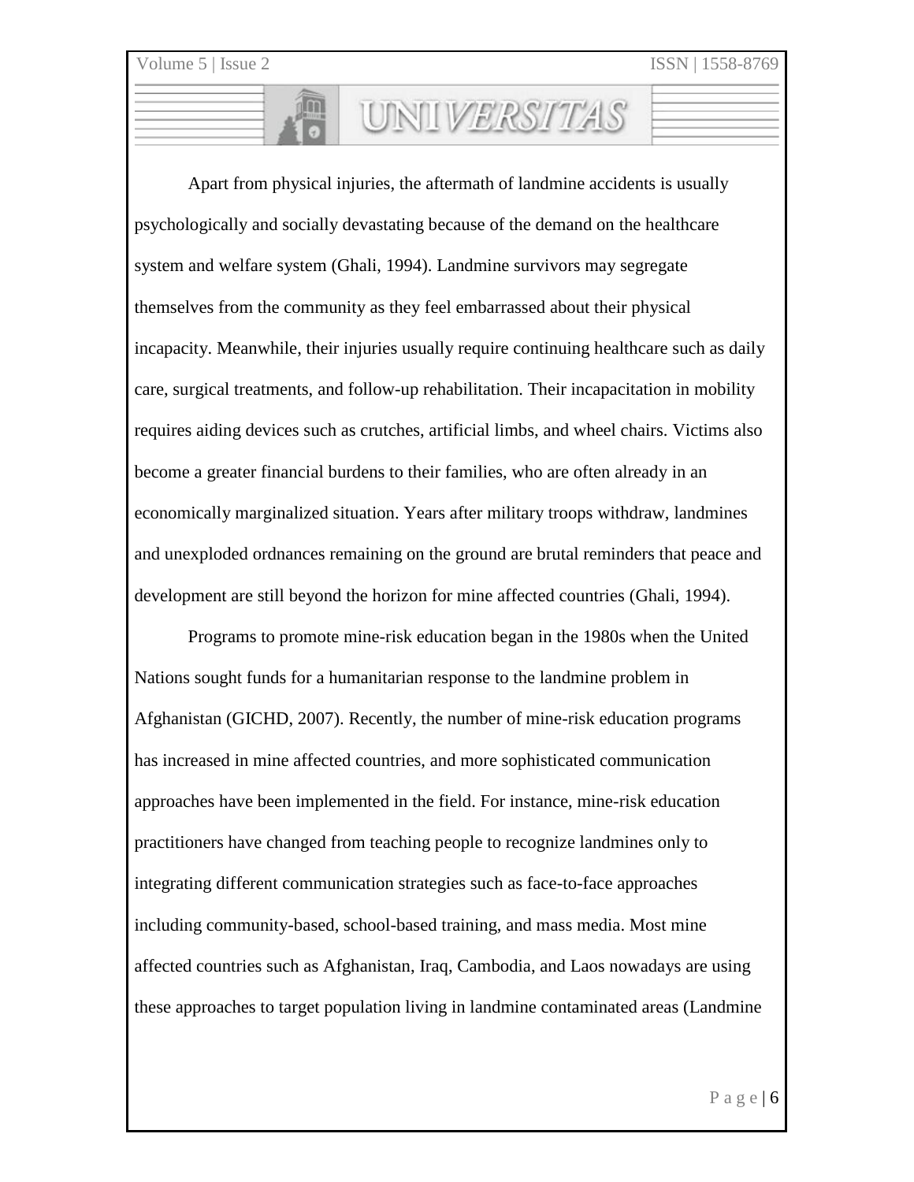Apart from physical injuries, the aftermath of landmine accidents is usually psychologically and socially devastating because of the demand on the healthcare system and welfare system (Ghali, 1994). Landmine survivors may segregate themselves from the community as they feel embarrassed about their physical incapacity. Meanwhile, their injuries usually require continuing healthcare such as daily care, surgical treatments, and follow-up rehabilitation. Their incapacitation in mobility requires aiding devices such as crutches, artificial limbs, and wheel chairs. Victims also become a greater financial burdens to their families, who are often already in an economically marginalized situation. Years after military troops withdraw, landmines and unexploded ordnances remaining on the ground are brutal reminders that peace and development are still beyond the horizon for mine affected countries (Ghali, 1994).

Programs to promote mine-risk education began in the 1980s when the United Nations sought funds for a humanitarian response to the landmine problem in Afghanistan (GICHD, 2007). Recently, the number of mine-risk education programs has increased in mine affected countries, and more sophisticated communication approaches have been implemented in the field. For instance, mine-risk education practitioners have changed from teaching people to recognize landmines only to integrating different communication strategies such as face-to-face approaches including community-based, school-based training, and mass media. Most mine affected countries such as Afghanistan, Iraq, Cambodia, and Laos nowadays are using these approaches to target population living in landmine contaminated areas (Landmine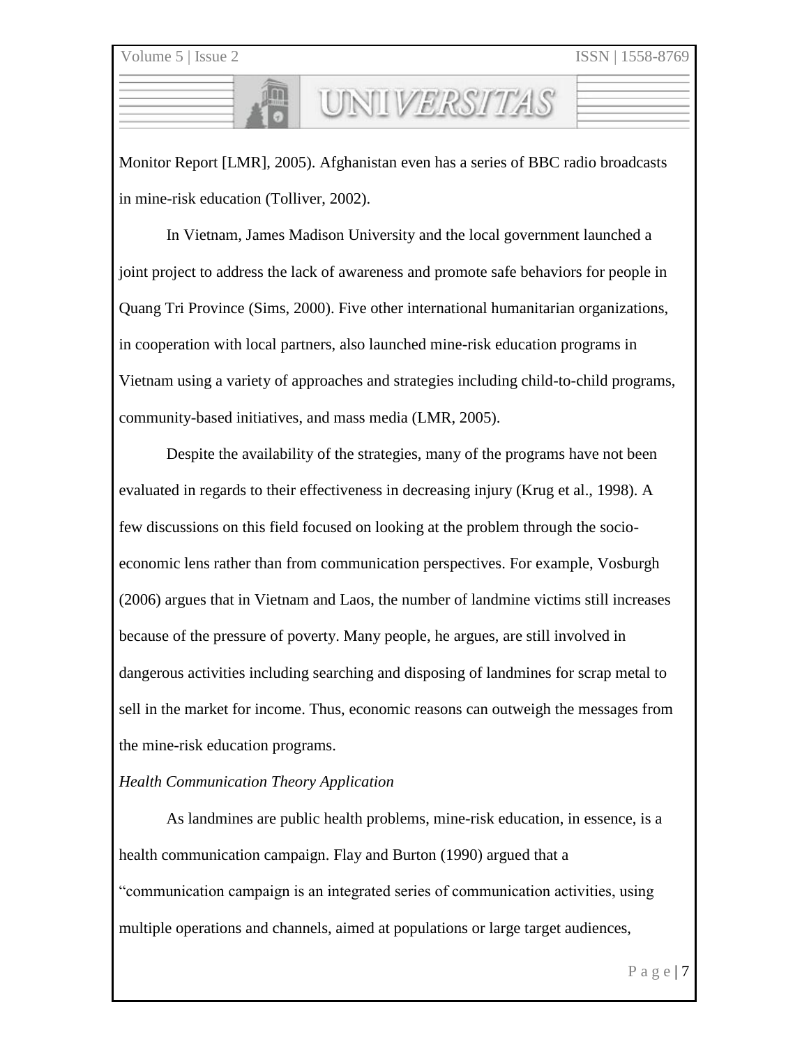Monitor Report [LMR], 2005). Afghanistan even has a series of BBC radio broadcasts in mine-risk education (Tolliver, 2002).

In Vietnam, James Madison University and the local government launched a joint project to address the lack of awareness and promote safe behaviors for people in Quang Tri Province (Sims, 2000). Five other international humanitarian organizations, in cooperation with local partners, also launched mine-risk education programs in Vietnam using a variety of approaches and strategies including child-to-child programs, community-based initiatives, and mass media (LMR, 2005).

Despite the availability of the strategies, many of the programs have not been evaluated in regards to their effectiveness in decreasing injury (Krug et al., 1998). A few discussions on this field focused on looking at the problem through the socio-economic lens rather than from communication perspectives. For example, Vosburgh (2006) argues that in Vietnam and Laos, the number of landmine victims still increases because of the pressure of poverty. Many people, he argues, are still involved in dangerous activities including searching and disposing of landmines for scrap metal to sell in the market for income. Thus, economic reasons can outweigh the messages from the mine-risk education programs.

*Health Communication Theory Application*

As landmines are public health problems, mine-risk education, in essence, is a health communication campaign. Flay and Burton (1990) argued that a "communication campaign is an integrated series of communication activities, using multiple operations and channels, aimed at populations or large target audiences,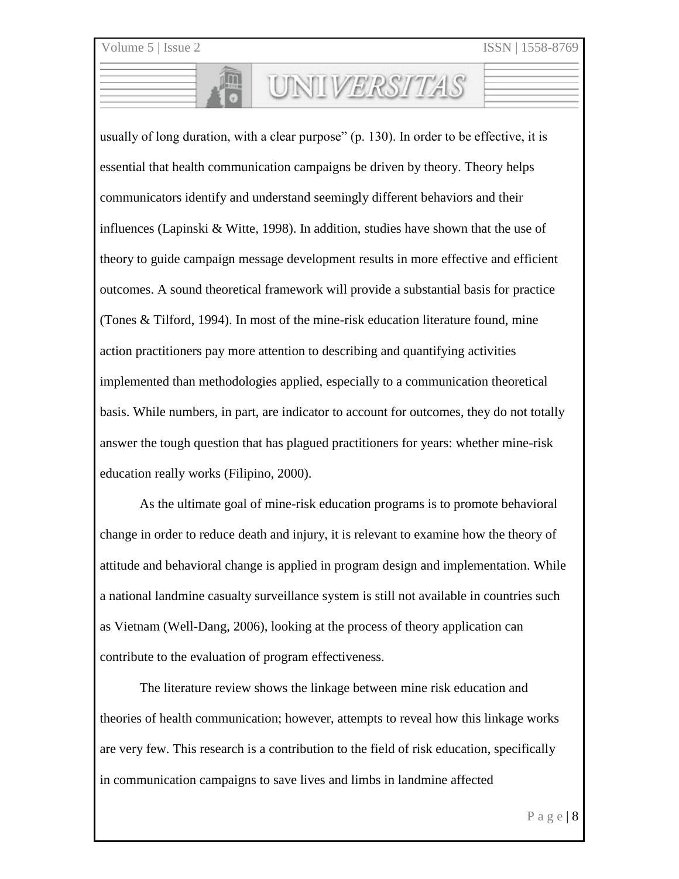usually of long duration, with a clear purpose" (p. 130). In order to be effective, it is essential that health communication campaigns be driven by theory. Theory helps communicators identify and understand seemingly different behaviors and their influences (Lapinski & Witte, 1998). In addition, studies have shown that the use of theory to guide campaign message development results in more effective and efficient outcomes. A sound theoretical framework will provide a substantial basis for practice (Tones & Tilford, 1994). In most of the mine-risk education literature found, mine action practitioners pay more attention to describing and quantifying activities implemented than methodologies applied, especially to a communication theoretical basis. While numbers, in part, are indicator to account for outcomes, they do not totally answer the tough question that has plagued practitioners for years: whether mine-risk education really works (Filipino, 2000).

As the ultimate goal of mine-risk education programs is to promote behavioral change in order to reduce death and injury, it is relevant to examine how the theory of attitude and behavioral change is applied in program design and implementation. While a national landmine casualty surveillance system is still not available in countries such as Vietnam (Well-Dang, 2006), looking at the process of theory application can contribute to the evaluation of program effectiveness.

The literature review shows the linkage between mine risk education and theories of health communication; however, attempts to reveal how this linkage works are very few. This research is a contribution to the field of risk education, specifically in communication campaigns to save lives and limbs in landmine affected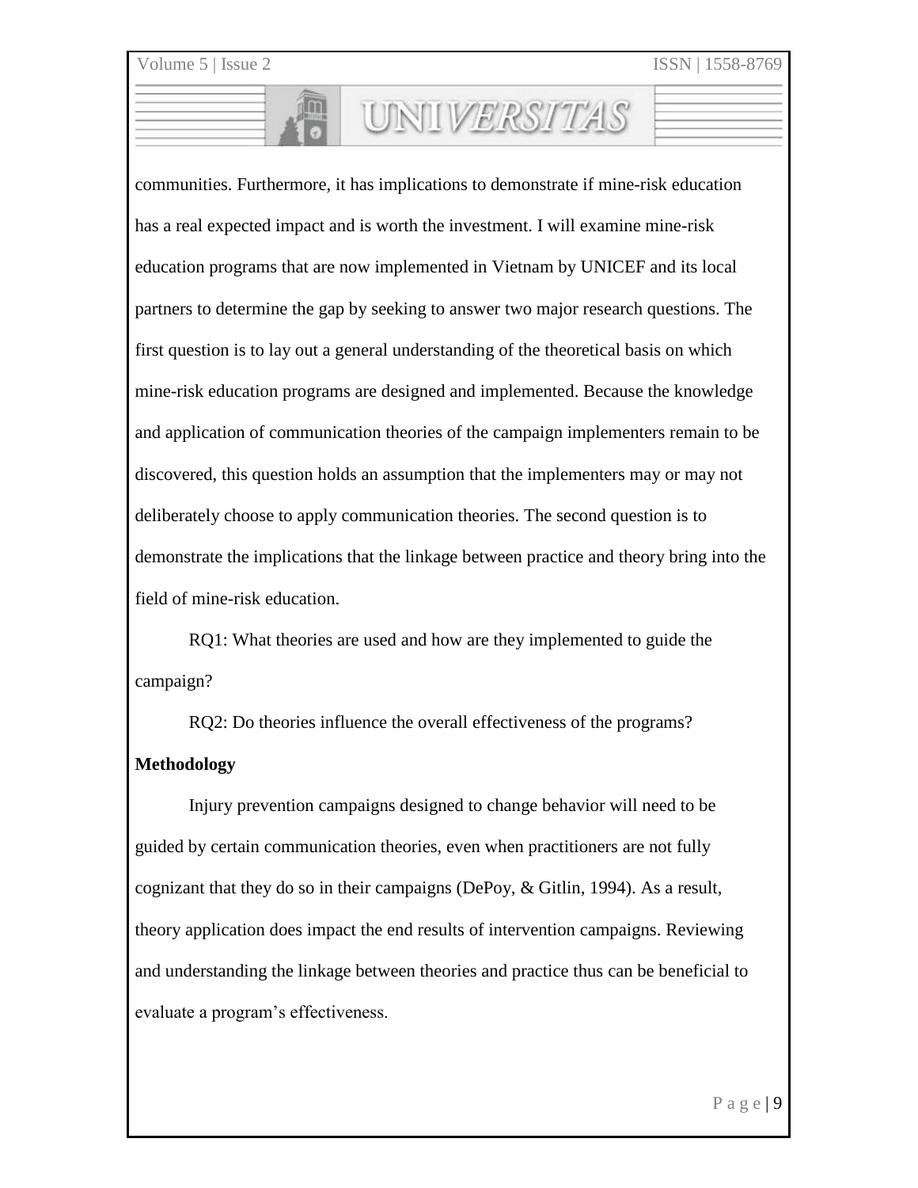communities. Furthermore, it has implications to demonstrate if mine-risk education has a real expected impact and is worth the investment. I will examine mine-risk education programs that are now implemented in Vietnam by UNICEF and its local partners to determine the gap by seeking to answer two major research questions. The first question is to lay out a general understanding of the theoretical basis on which mine-risk education programs are designed and implemented. Because the knowledge and application of communication theories of the campaign implementers remain to be discovered, this question holds an assumption that the implementers may or may not deliberately choose to apply communication theories. The second question is to demonstrate the implications that the linkage between practice and theory bring into the field of mine-risk education.

RQ1: What theories are used and how are they implemented to guide the campaign?

RQ2: Do theories influence the overall effectiveness of the programs?

**Methodology**

Injury prevention campaigns designed to change behavior will need to be guided by certain communication theories, even when practitioners are not fully cognizant that they do so in their campaigns (DePoy, & Gitlin, 1994). As a result, theory application does impact the end results of intervention campaigns. Reviewing and understanding the linkage between theories and practice thus can be beneficial to evaluate a program’s effectiveness.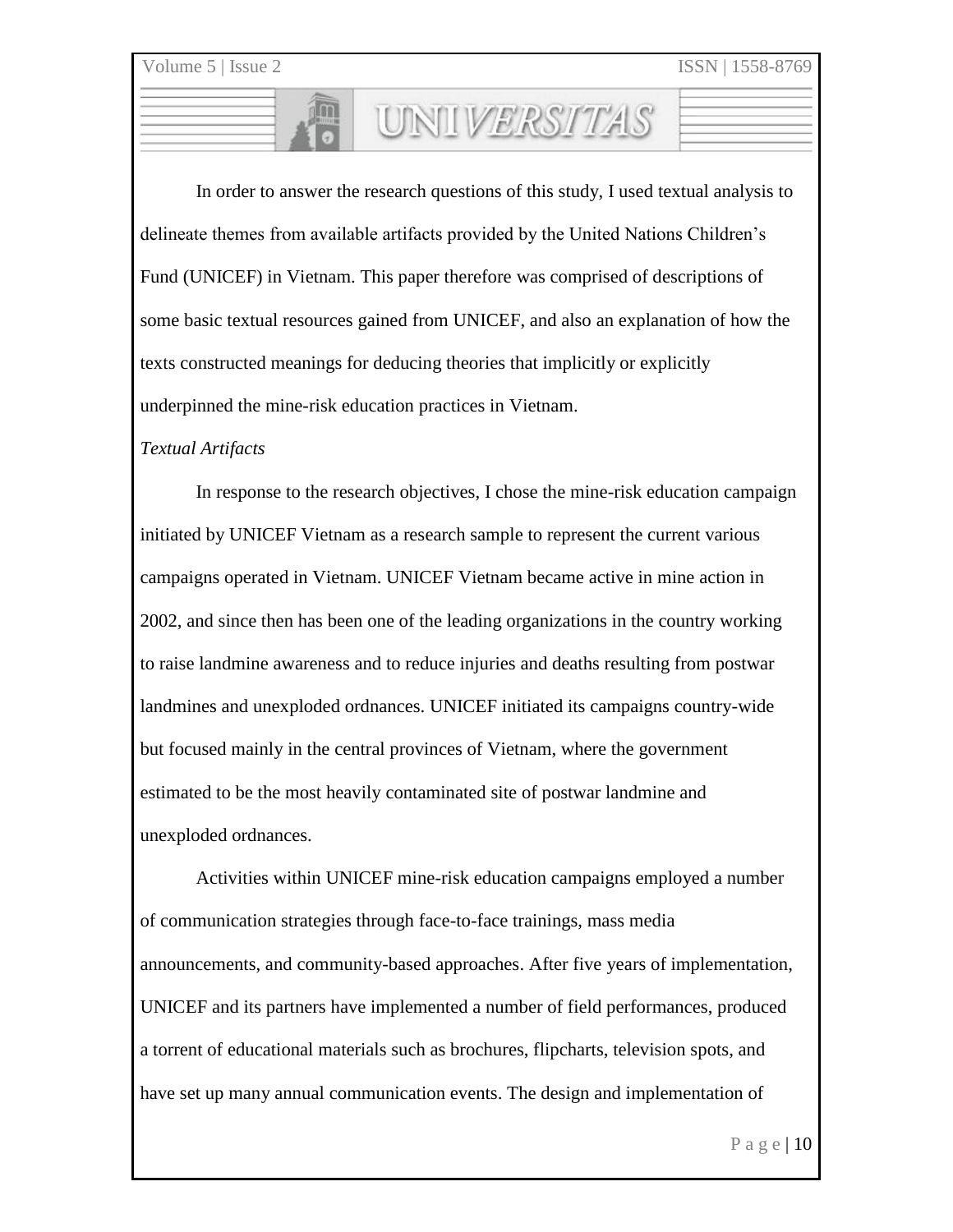In order to answer the research questions of this study, I used textual analysis to delineate themes from available artifacts provided by the United Nations Children's Fund (UNICEF) in Vietnam. This paper therefore was comprised of descriptions of some basic textual resources gained from UNICEF, and also an explanation of how the texts constructed meanings for deducing theories that implicitly or explicitly underpinned the mine-risk education practices in Vietnam.

*Textual Artifacts*

In response to the research objectives, I chose the mine-risk education campaign initiated by UNICEF Vietnam as a research sample to represent the current various campaigns operated in Vietnam. UNICEF Vietnam became active in mine action in 2002, and since then has been one of the leading organizations in the country working to raise landmine awareness and to reduce injuries and deaths resulting from postwar landmines and unexploded ordnances. UNICEF initiated its campaigns country-wide but focused mainly in the central provinces of Vietnam, where the government estimated to be the most heavily contaminated site of postwar landmine and unexploded ordnances.

Activities within UNICEF mine-risk education campaigns employed a number of communication strategies through face-to-face trainings, mass media announcements, and community-based approaches. After five years of implementation, UNICEF and its partners have implemented a number of field performances, produced a torrent of educational materials such as brochures, flipcharts, television spots, and have set up many annual communication events. The design and implementation of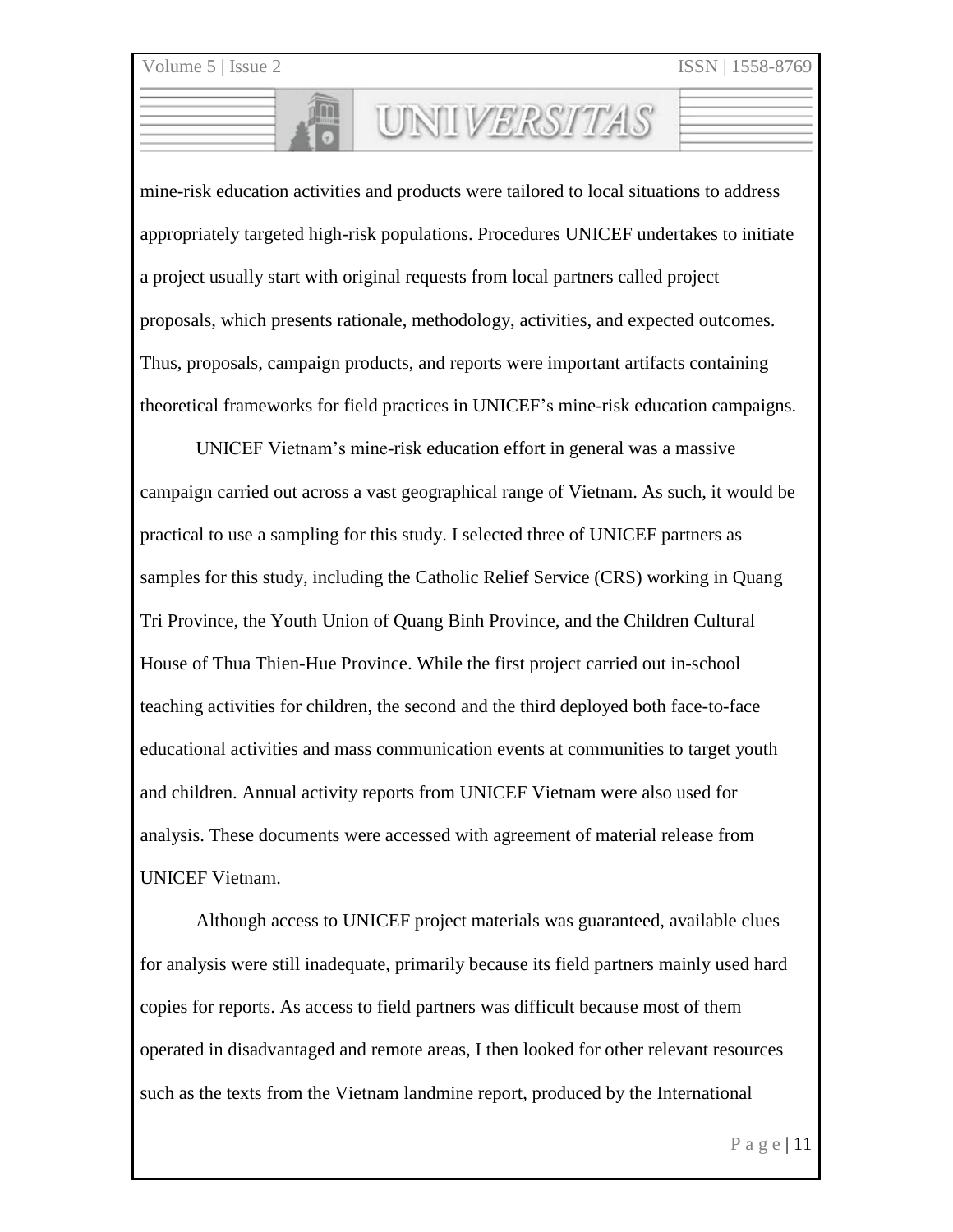mine-risk education activities and products were tailored to local situations to address appropriately targeted high-risk populations. Procedures UNICEF undertakes to initiate a project usually start with original requests from local partners called project proposals, which presents rationale, methodology, activities, and expected outcomes. Thus, proposals, campaign products, and reports were important artifacts containing theoretical frameworks for field practices in UNICEF's mine-risk education campaigns.

UNICEF Vietnam's mine-risk education effort in general was a massive campaign carried out across a vast geographical range of Vietnam. As such, it would be practical to use a sampling for this study. I selected three of UNICEF partners as samples for this study, including the Catholic Relief Service (CRS) working in Quang Tri Province, the Youth Union of Quang Binh Province, and the Children Cultural House of Thua Thien-Hue Province. While the first project carried out in-school teaching activities for children, the second and the third deployed both face-to-face educational activities and mass communication events at communities to target youth and children. Annual activity reports from UNICEF Vietnam were also used for analysis. These documents were accessed with agreement of material release from UNICEF Vietnam.

Although access to UNICEF project materials was guaranteed, available clues for analysis were still inadequate, primarily because its field partners mainly used hard copies for reports. As access to field partners was difficult because most of them operated in disadvantaged and remote areas, I then looked for other relevant resources such as the texts from the Vietnam landmine report, produced by the International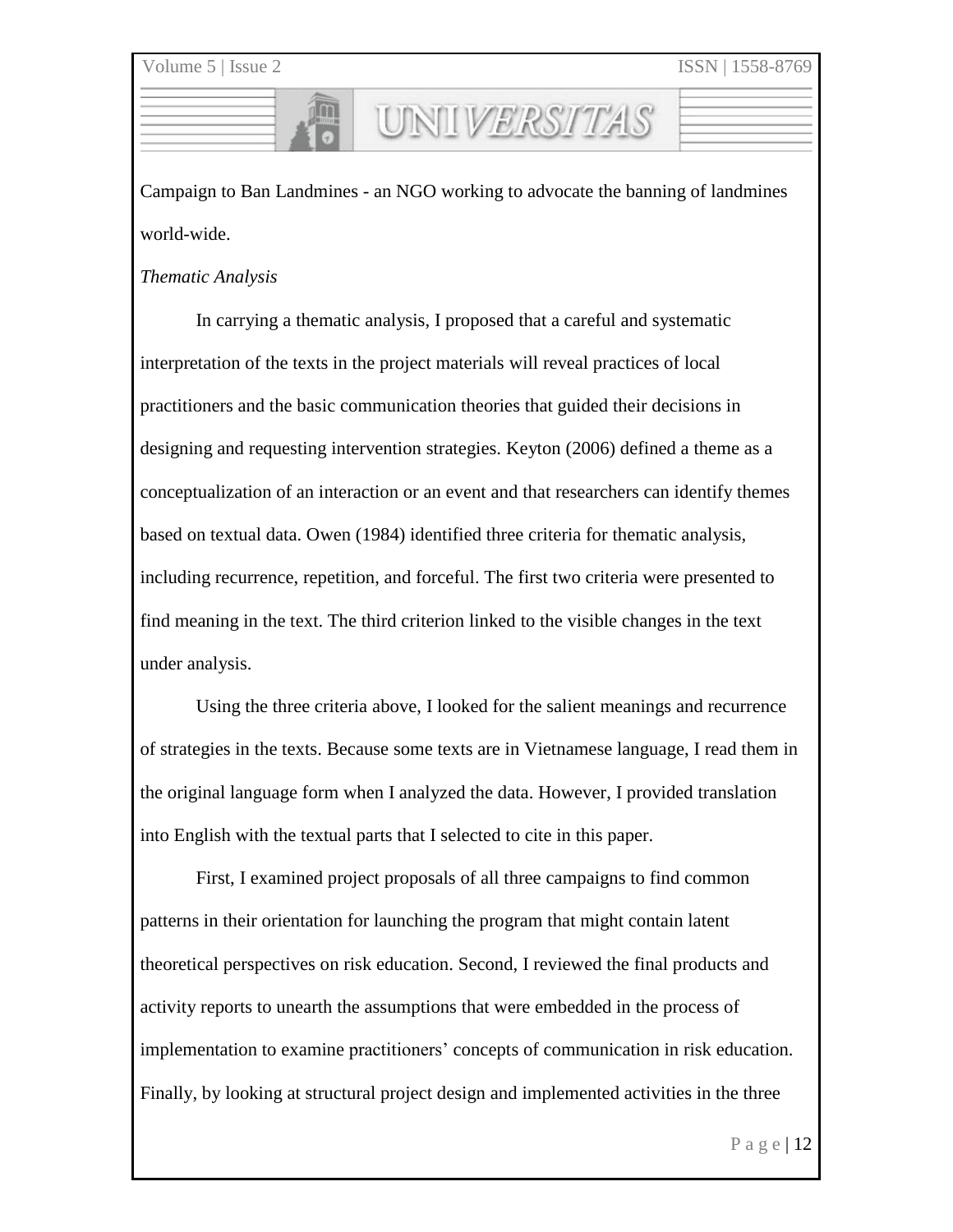Campaign to Ban Landmines - an NGO working to advocate the banning of landmines world-wide.

*Thematic Analysis*

In carrying a thematic analysis, I proposed that a careful and systematic interpretation of the texts in the project materials will reveal practices of local practitioners and the basic communication theories that guided their decisions in designing and requesting intervention strategies. Keyton (2006) defined a theme as a conceptualization of an interaction or an event and that researchers can identify themes based on textual data. Owen (1984) identified three criteria for thematic analysis, including recurrence, repetition, and forceful. The first two criteria were presented to find meaning in the text. The third criterion linked to the visible changes in the text under analysis.

Using the three criteria above, I looked for the salient meanings and recurrence of strategies in the texts. Because some texts are in Vietnamese language, I read them in the original language form when I analyzed the data. However, I provided translation into English with the textual parts that I selected to cite in this paper.

First, I examined project proposals of all three campaigns to find common patterns in their orientation for launching the program that might contain latent theoretical perspectives on risk education. Second, I reviewed the final products and activity reports to unearth the assumptions that were embedded in the process of implementation to examine practitioners' concepts of communication in risk education. Finally, by looking at structural project design and implemented activities in the three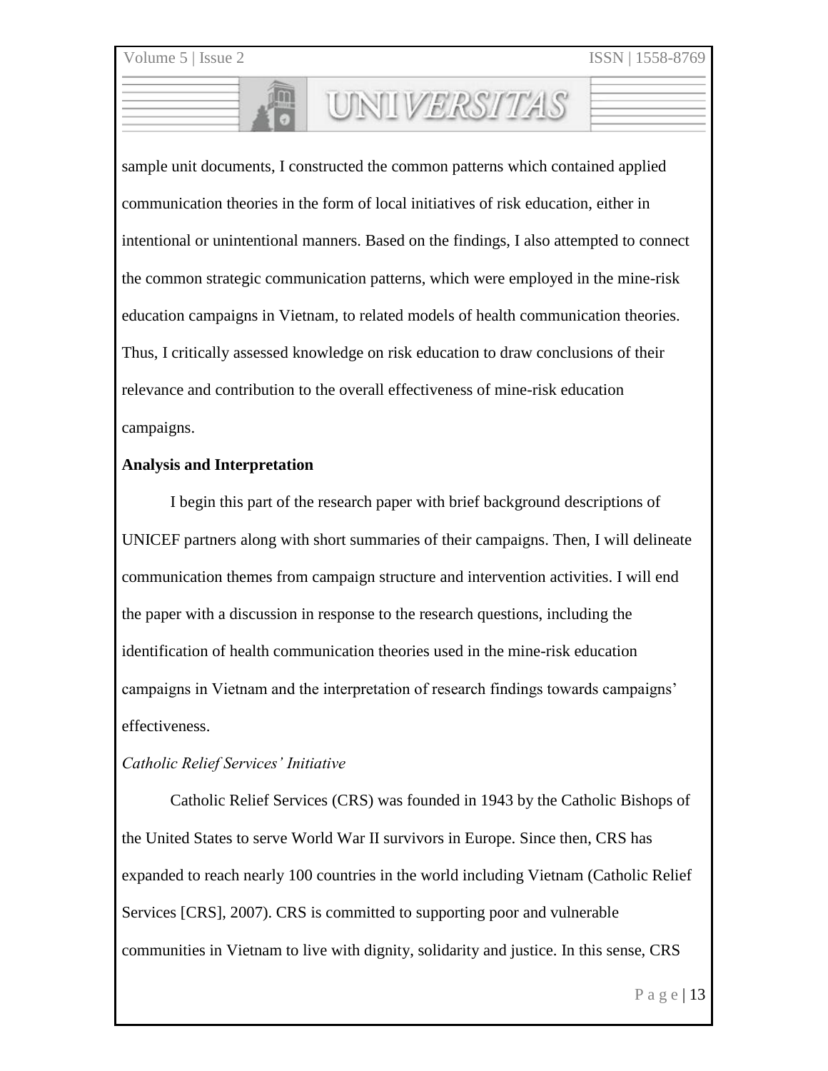sample unit documents, I constructed the common patterns which contained applied communication theories in the form of local initiatives of risk education, either in intentional or unintentional manners. Based on the findings, I also attempted to connect the common strategic communication patterns, which were employed in the mine-risk education campaigns in Vietnam, to related models of health communication theories. Thus, I critically assessed knowledge on risk education to draw conclusions of their relevance and contribution to the overall effectiveness of mine-risk education campaigns.

**Analysis and Interpretation**

I begin this part of the research paper with brief background descriptions of UNICEF partners along with short summaries of their campaigns. Then, I will delineate communication themes from campaign structure and intervention activities. I will end the paper with a discussion in response to the research questions, including the identification of health communication theories used in the mine-risk education campaigns in Vietnam and the interpretation of research findings towards campaigns' effectiveness.

*Catholic Relief Services' Initiative*

Catholic Relief Services (CRS) was founded in 1943 by the Catholic Bishops of the United States to serve World War II survivors in Europe. Since then, CRS has expanded to reach nearly 100 countries in the world including Vietnam (Catholic Relief Services [CRS], 2007). CRS is committed to supporting poor and vulnerable communities in Vietnam to live with dignity, solidarity and justice. In this sense, CRS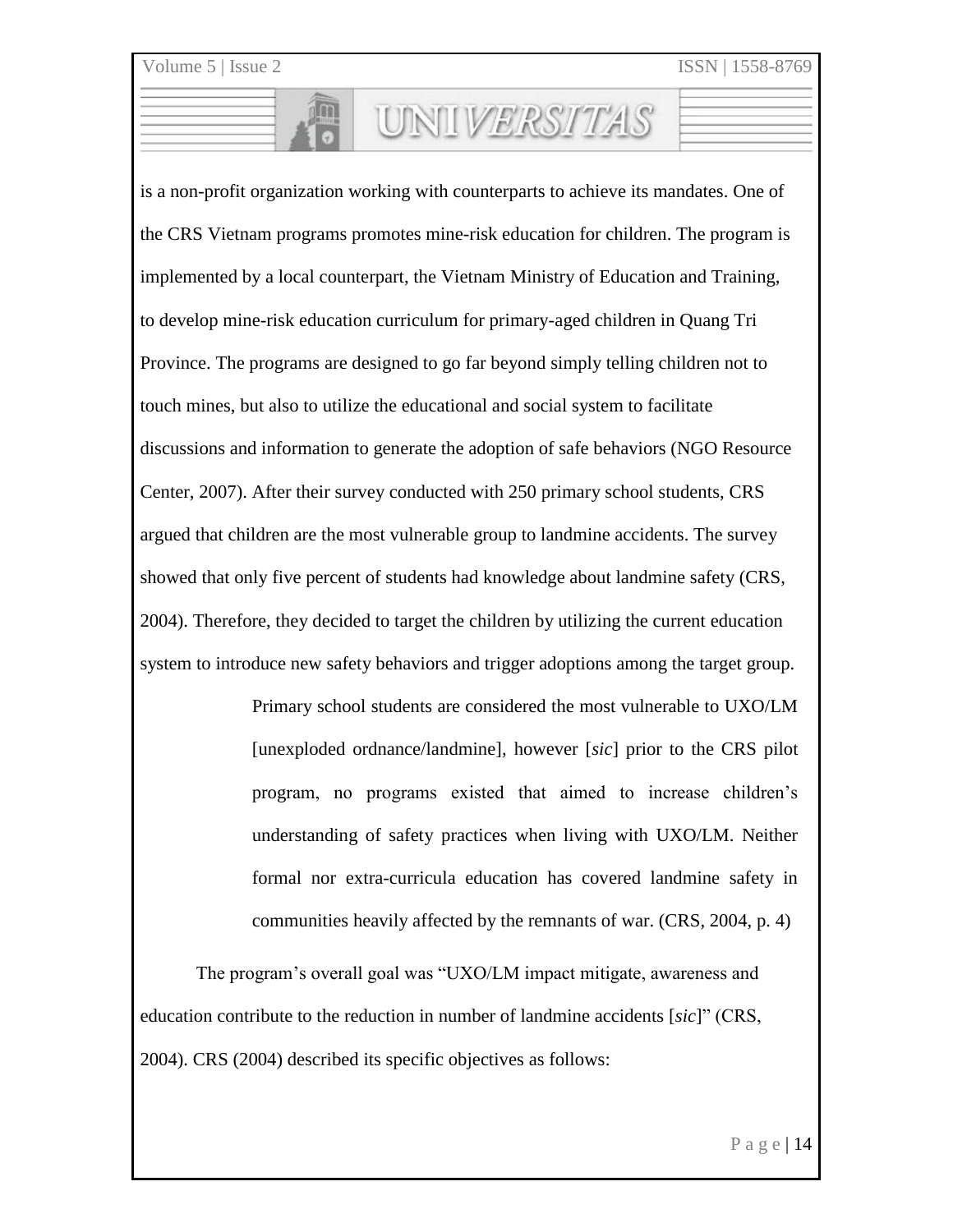is a non-profit organization working with counterparts to achieve its mandates. One of the CRS Vietnam programs promotes mine-risk education for children. The program is implemented by a local counterpart, the Vietnam Ministry of Education and Training, to develop mine-risk education curriculum for primary-aged children in Quang Tri Province. The programs are designed to go far beyond simply telling children not to touch mines, but also to utilize the educational and social system to facilitate discussions and information to generate the adoption of safe behaviors (NGO Resource Center, 2007). After their survey conducted with 250 primary school students, CRS argued that children are the most vulnerable group to landmine accidents. The survey showed that only five percent of students had knowledge about landmine safety (CRS, 2004). Therefore, they decided to target the children by utilizing the current education system to introduce new safety behaviors and trigger adoptions among the target group.

> Primary school students are considered the most vulnerable to UXO/LM [unexploded ordnance/landmine], however [*sic*] prior to the CRS pilot program, no programs existed that aimed to increase children's understanding of safety practices when living with UXO/LM. Neither formal nor extra-curricula education has covered landmine safety in communities heavily affected by the remnants of war. (CRS, 2004, p. 4)

The program's overall goal was "UXO/LM impact mitigate, awareness and education contribute to the reduction in number of landmine accidents [*sic*]" (CRS, 2004). CRS (2004) described its specific objectives as follows: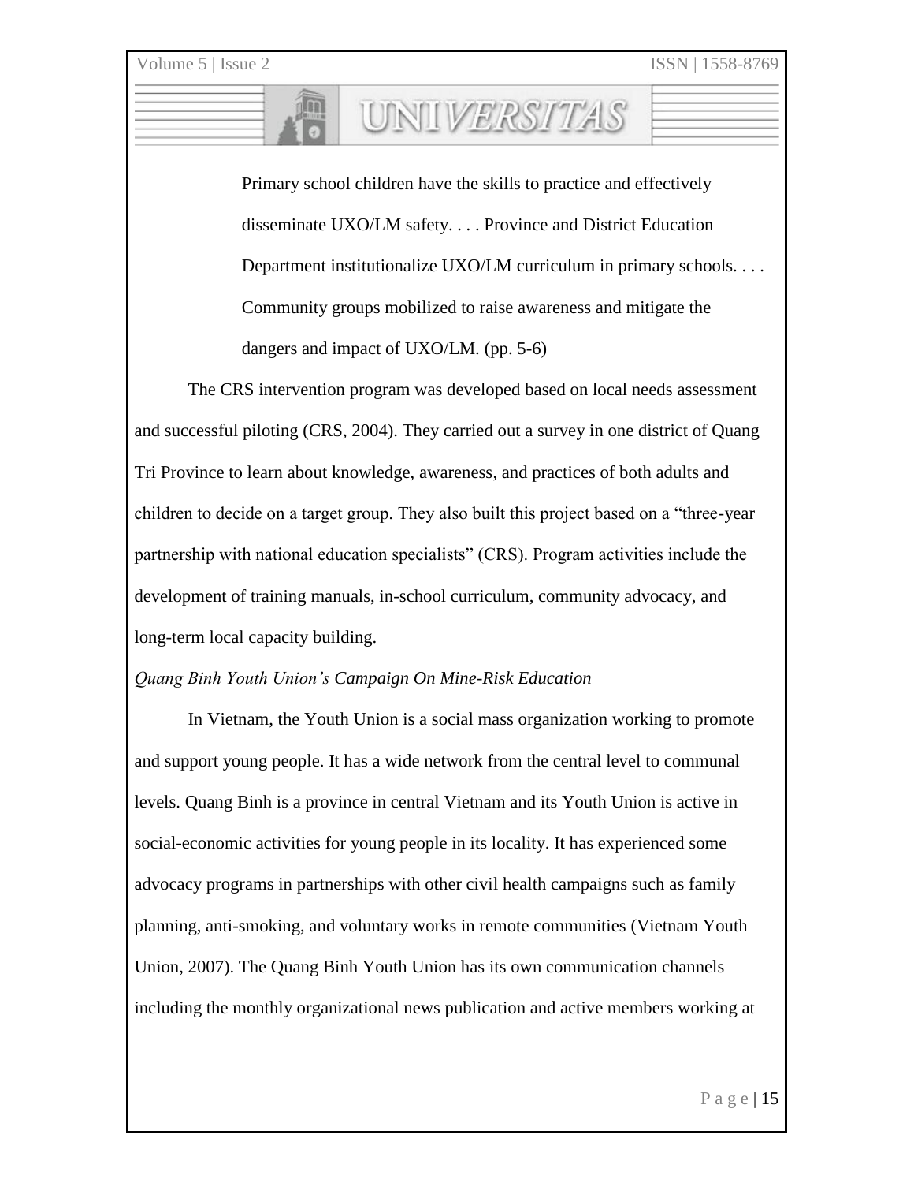> Primary school children have the skills to practice and effectively disseminate UXO/LM safety. . . . Province and District Education Department institutionalize UXO/LM curriculum in primary schools. . . . Community groups mobilized to raise awareness and mitigate the dangers and impact of UXO/LM. (pp. 5-6)

The CRS intervention program was developed based on local needs assessment and successful piloting (CRS, 2004). They carried out a survey in one district of Quang Tri Province to learn about knowledge, awareness, and practices of both adults and children to decide on a target group. They also built this project based on a "three-year partnership with national education specialists" (CRS). Program activities include the development of training manuals, in-school curriculum, community advocacy, and long-term local capacity building.

*Quang Binh Youth Union's Campaign On Mine-Risk Education*

In Vietnam, the Youth Union is a social mass organization working to promote and support young people. It has a wide network from the central level to communal levels. Quang Binh is a province in central Vietnam and its Youth Union is active in social-economic activities for young people in its locality. It has experienced some advocacy programs in partnerships with other civil health campaigns such as family planning, anti-smoking, and voluntary works in remote communities (Vietnam Youth Union, 2007). The Quang Binh Youth Union has its own communication channels including the monthly organizational news publication and active members working at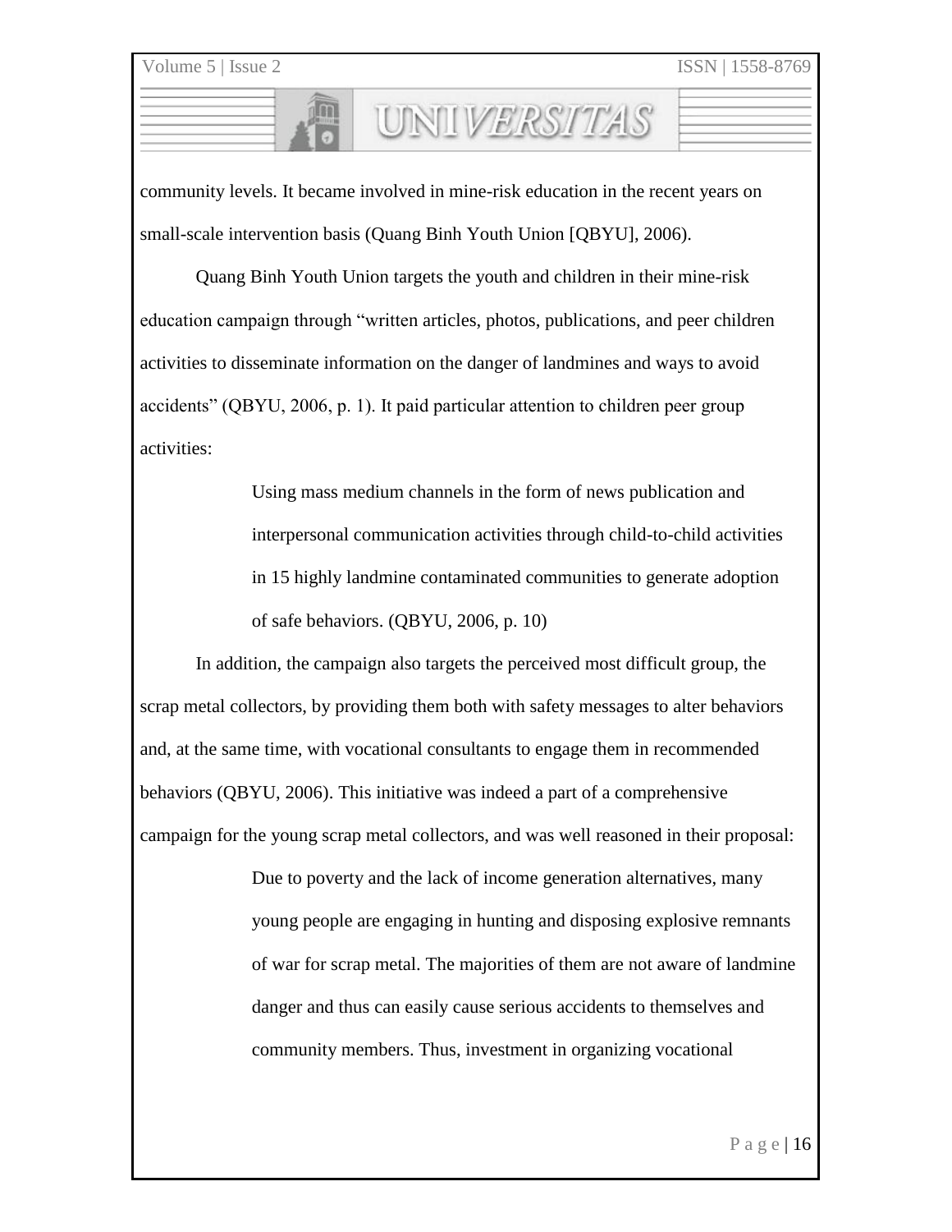community levels. It became involved in mine-risk education in the recent years on small-scale intervention basis (Quang Binh Youth Union [QBYU], 2006).

Quang Binh Youth Union targets the youth and children in their mine-risk education campaign through "written articles, photos, publications, and peer children activities to disseminate information on the danger of landmines and ways to avoid accidents" (QBYU, 2006, p. 1). It paid particular attention to children peer group activities:

> Using mass medium channels in the form of news publication and interpersonal communication activities through child-to-child activities in 15 highly landmine contaminated communities to generate adoption of safe behaviors. (QBYU, 2006, p. 10)

In addition, the campaign also targets the perceived most difficult group, the scrap metal collectors, by providing them both with safety messages to alter behaviors and, at the same time, with vocational consultants to engage them in recommended behaviors (QBYU, 2006). This initiative was indeed a part of a comprehensive campaign for the young scrap metal collectors, and was well reasoned in their proposal:

> Due to poverty and the lack of income generation alternatives, many young people are engaging in hunting and disposing explosive remnants of war for scrap metal. The majorities of them are not aware of landmine danger and thus can easily cause serious accidents to themselves and community members. Thus, investment in organizing vocational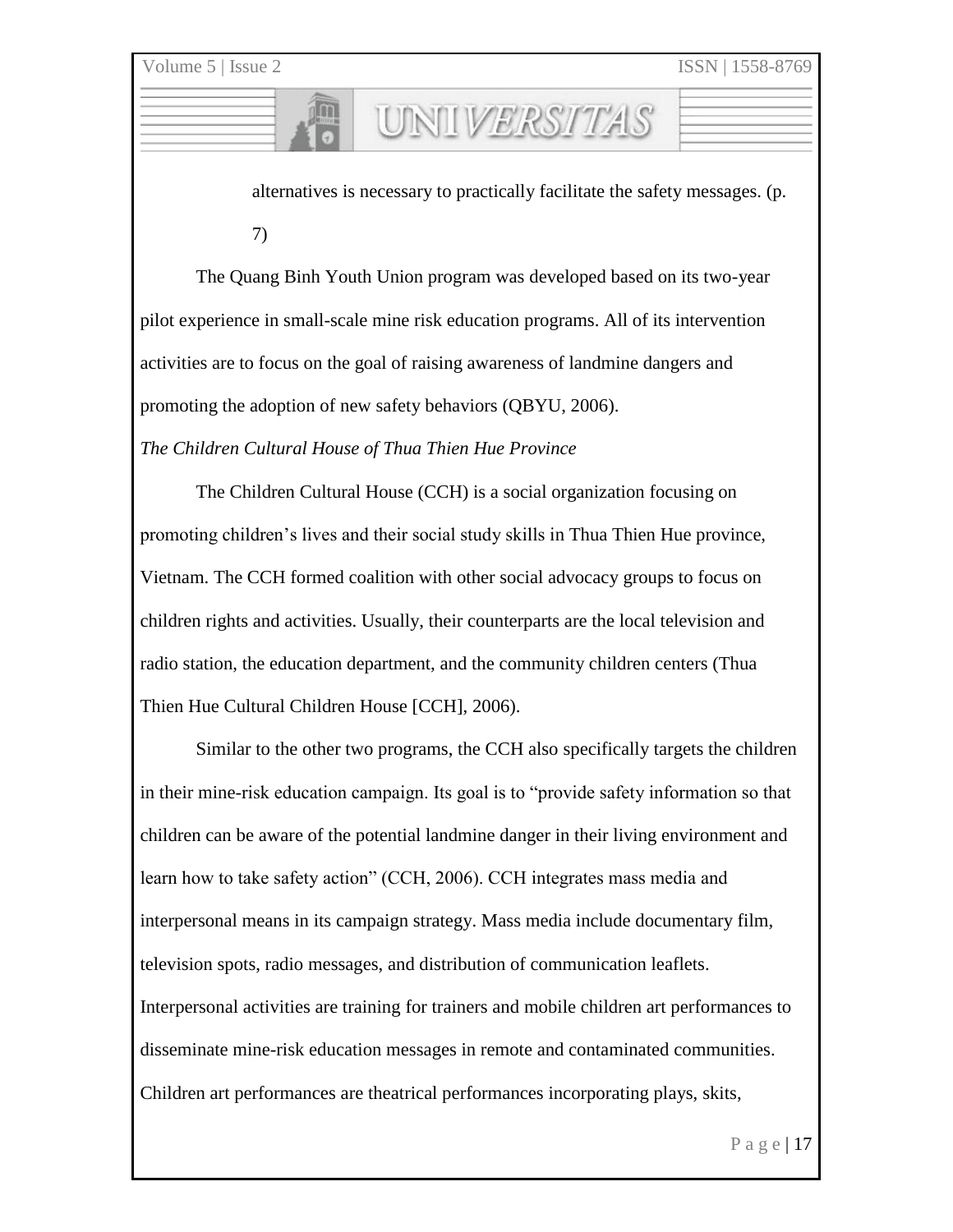alternatives is necessary to practically facilitate the safety messages. (p. 7)

The Quang Binh Youth Union program was developed based on its two-year pilot experience in small-scale mine risk education programs. All of its intervention activities are to focus on the goal of raising awareness of landmine dangers and promoting the adoption of new safety behaviors (QBYU, 2006).

*The Children Cultural House of Thua Thien Hue Province*

The Children Cultural House (CCH) is a social organization focusing on promoting children's lives and their social study skills in Thua Thien Hue province, Vietnam. The CCH formed coalition with other social advocacy groups to focus on children rights and activities. Usually, their counterparts are the local television and radio station, the education department, and the community children centers (Thua Thien Hue Cultural Children House [CCH], 2006).

Similar to the other two programs, the CCH also specifically targets the children in their mine-risk education campaign. Its goal is to "provide safety information so that children can be aware of the potential landmine danger in their living environment and learn how to take safety action" (CCH, 2006). CCH integrates mass media and interpersonal means in its campaign strategy. Mass media include documentary film, television spots, radio messages, and distribution of communication leaflets. Interpersonal activities are training for trainers and mobile children art performances to disseminate mine-risk education messages in remote and contaminated communities. Children art performances are theatrical performances incorporating plays, skits,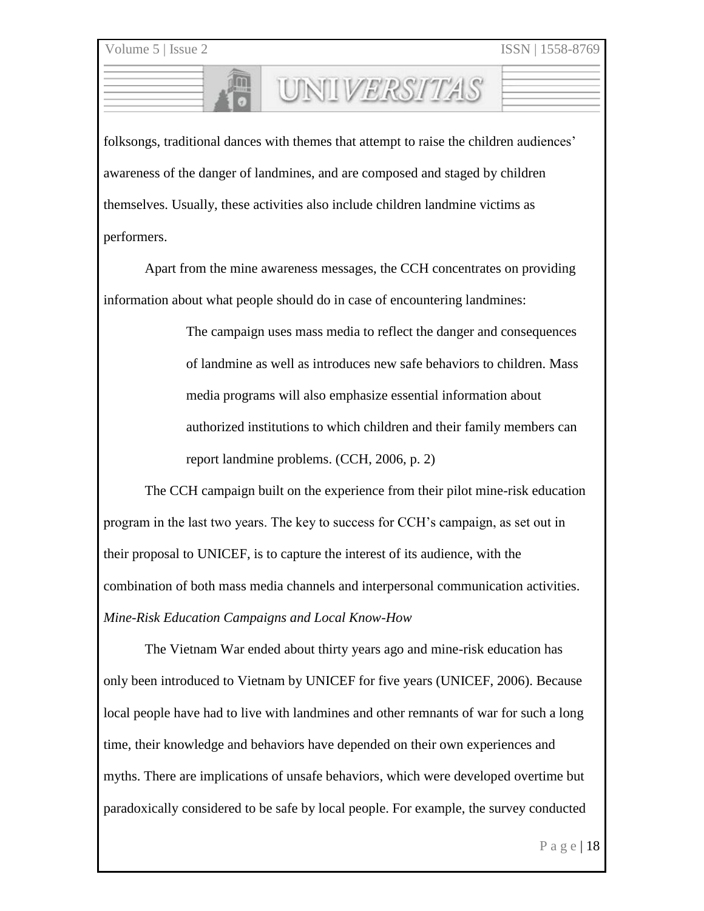folksongs, traditional dances with themes that attempt to raise the children audiences' awareness of the danger of landmines, and are composed and staged by children themselves. Usually, these activities also include children landmine victims as performers.

Apart from the mine awareness messages, the CCH concentrates on providing information about what people should do in case of encountering landmines:

> The campaign uses mass media to reflect the danger and consequences of landmine as well as introduces new safe behaviors to children. Mass media programs will also emphasize essential information about authorized institutions to which children and their family members can report landmine problems. (CCH, 2006, p. 2)

The CCH campaign built on the experience from their pilot mine-risk education program in the last two years. The key to success for CCH's campaign, as set out in their proposal to UNICEF, is to capture the interest of its audience, with the combination of both mass media channels and interpersonal communication activities.

*Mine-Risk Education Campaigns and Local Know-How*

The Vietnam War ended about thirty years ago and mine-risk education has only been introduced to Vietnam by UNICEF for five years (UNICEF, 2006). Because local people have had to live with landmines and other remnants of war for such a long time, their knowledge and behaviors have depended on their own experiences and myths. There are implications of unsafe behaviors, which were developed overtime but paradoxically considered to be safe by local people. For example, the survey conducted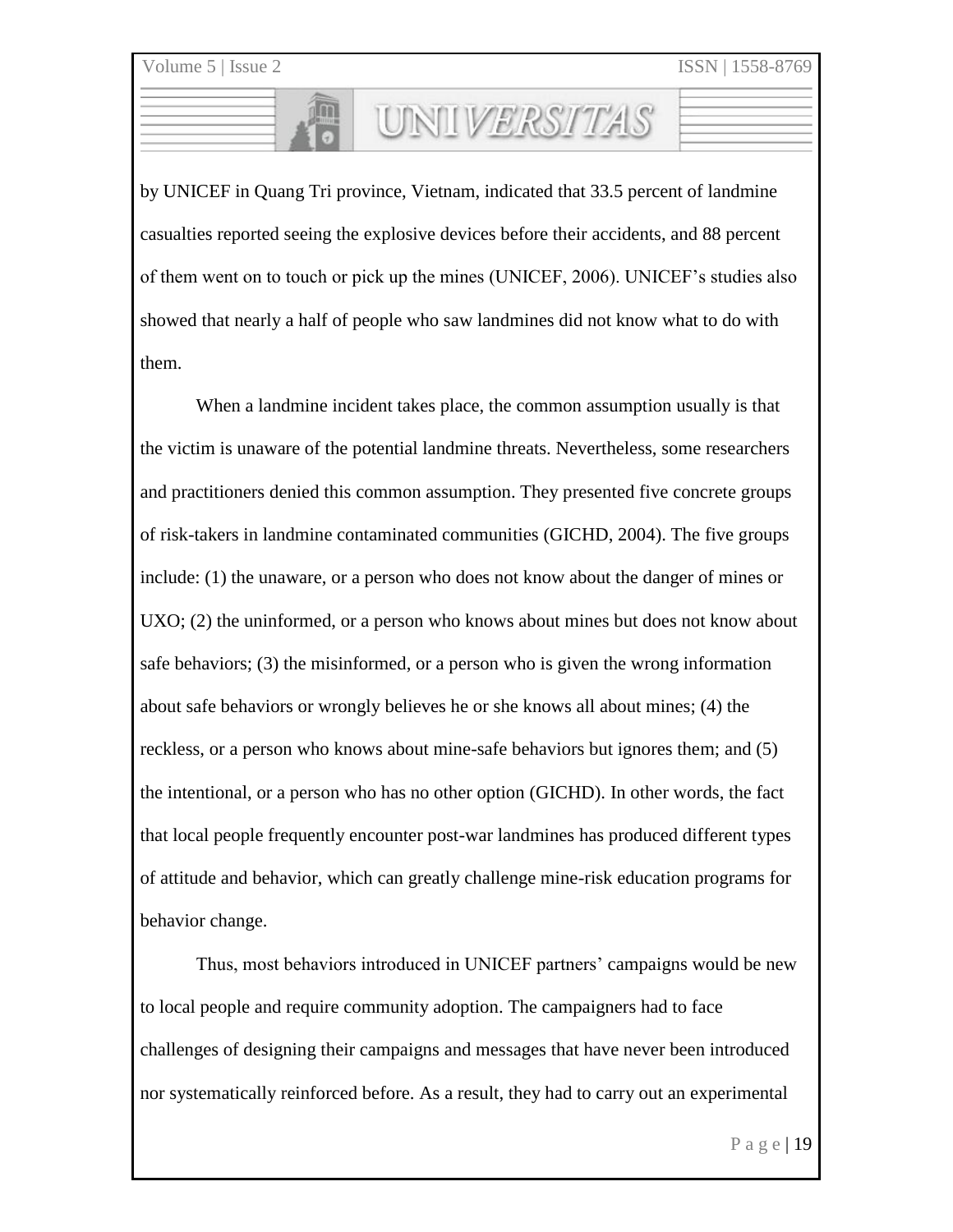by UNICEF in Quang Tri province, Vietnam, indicated that 33.5 percent of landmine casualties reported seeing the explosive devices before their accidents, and 88 percent of them went on to touch or pick up the mines (UNICEF, 2006). UNICEF's studies also showed that nearly a half of people who saw landmines did not know what to do with them.

When a landmine incident takes place, the common assumption usually is that the victim is unaware of the potential landmine threats. Nevertheless, some researchers and practitioners denied this common assumption. They presented five concrete groups of risk-takers in landmine contaminated communities (GICHD, 2004). The five groups include: (1) the unaware, or a person who does not know about the danger of mines or UXO; (2) the uninformed, or a person who knows about mines but does not know about safe behaviors; (3) the misinformed, or a person who is given the wrong information about safe behaviors or wrongly believes he or she knows all about mines; (4) the reckless, or a person who knows about mine-safe behaviors but ignores them; and (5) the intentional, or a person who has no other option (GICHD). In other words, the fact that local people frequently encounter post-war landmines has produced different types of attitude and behavior, which can greatly challenge mine-risk education programs for behavior change.

Thus, most behaviors introduced in UNICEF partners' campaigns would be new to local people and require community adoption. The campaigners had to face challenges of designing their campaigns and messages that have never been introduced nor systematically reinforced before. As a result, they had to carry out an experimental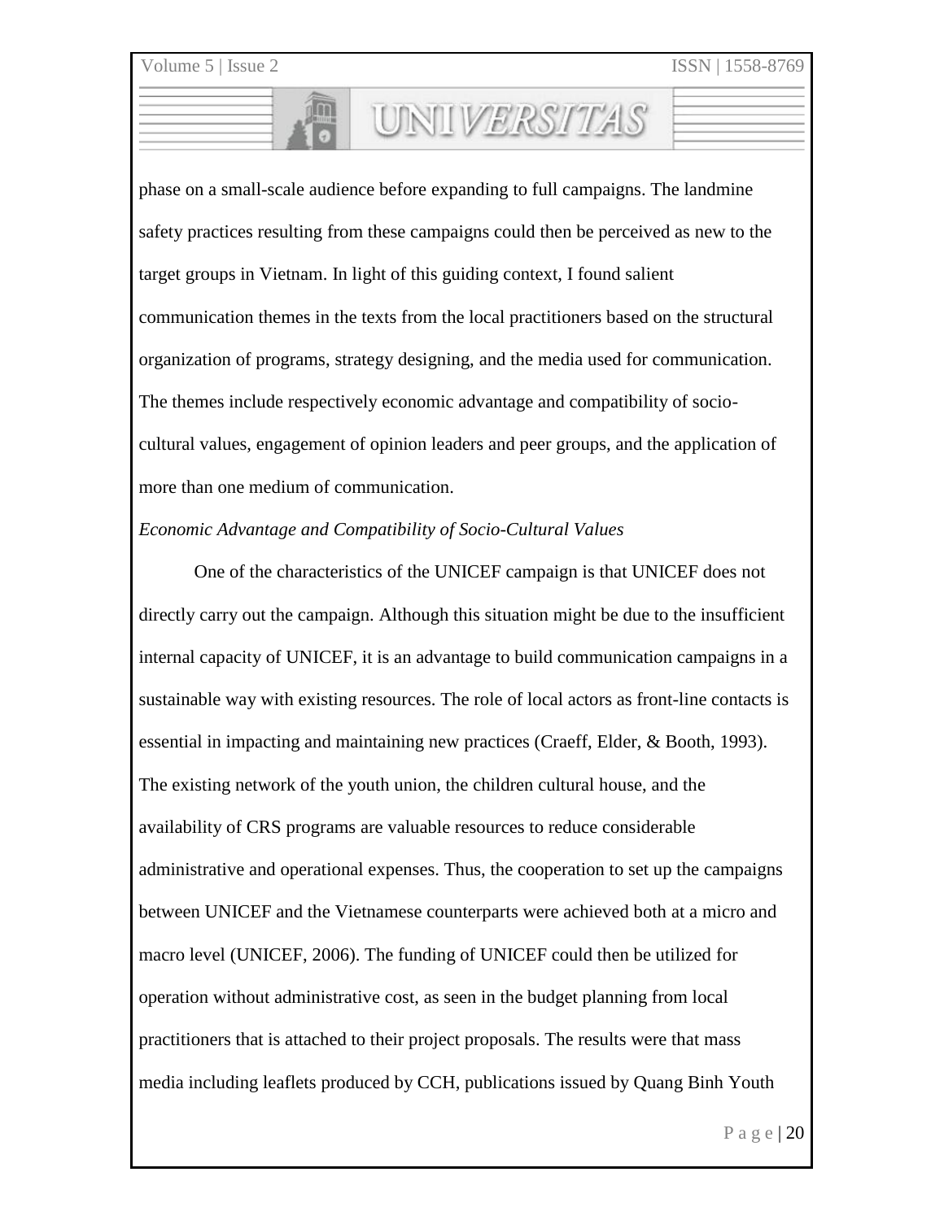phase on a small-scale audience before expanding to full campaigns. The landmine safety practices resulting from these campaigns could then be perceived as new to the target groups in Vietnam. In light of this guiding context, I found salient communication themes in the texts from the local practitioners based on the structural organization of programs, strategy designing, and the media used for communication. The themes include respectively economic advantage and compatibility of socio-cultural values, engagement of opinion leaders and peer groups, and the application of more than one medium of communication.

*Economic Advantage and Compatibility of Socio-Cultural Values*

One of the characteristics of the UNICEF campaign is that UNICEF does not directly carry out the campaign. Although this situation might be due to the insufficient internal capacity of UNICEF, it is an advantage to build communication campaigns in a sustainable way with existing resources. The role of local actors as front-line contacts is essential in impacting and maintaining new practices (Craeff, Elder, & Booth, 1993). The existing network of the youth union, the children cultural house, and the availability of CRS programs are valuable resources to reduce considerable administrative and operational expenses. Thus, the cooperation to set up the campaigns between UNICEF and the Vietnamese counterparts were achieved both at a micro and macro level (UNICEF, 2006). The funding of UNICEF could then be utilized for operation without administrative cost, as seen in the budget planning from local practitioners that is attached to their project proposals. The results were that mass media including leaflets produced by CCH, publications issued by Quang Binh Youth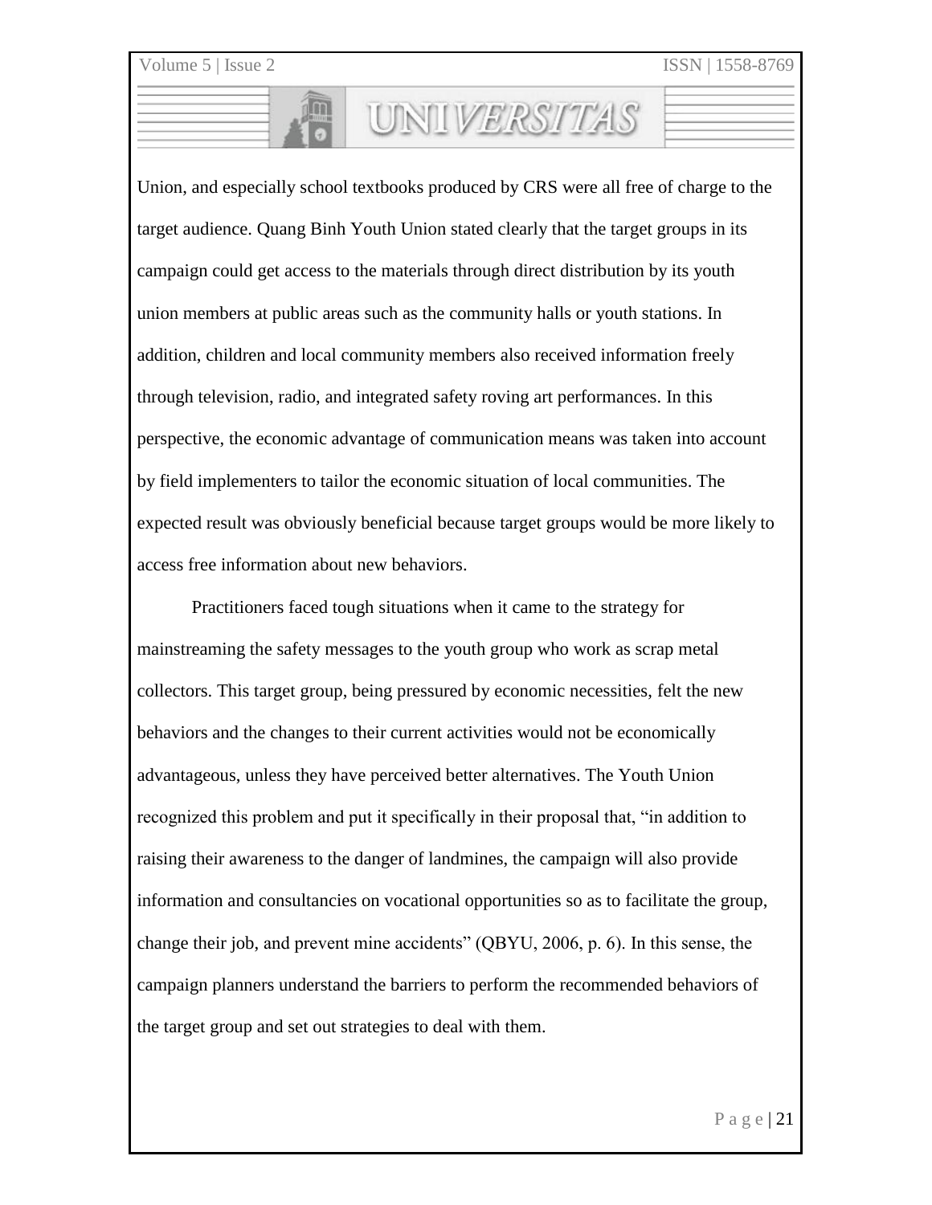Union, and especially school textbooks produced by CRS were all free of charge to the target audience. Quang Binh Youth Union stated clearly that the target groups in its campaign could get access to the materials through direct distribution by its youth union members at public areas such as the community halls or youth stations. In addition, children and local community members also received information freely through television, radio, and integrated safety roving art performances. In this perspective, the economic advantage of communication means was taken into account by field implementers to tailor the economic situation of local communities. The expected result was obviously beneficial because target groups would be more likely to access free information about new behaviors.

Practitioners faced tough situations when it came to the strategy for mainstreaming the safety messages to the youth group who work as scrap metal collectors. This target group, being pressured by economic necessities, felt the new behaviors and the changes to their current activities would not be economically advantageous, unless they have perceived better alternatives. The Youth Union recognized this problem and put it specifically in their proposal that, "in addition to raising their awareness to the danger of landmines, the campaign will also provide information and consultancies on vocational opportunities so as to facilitate the group, change their job, and prevent mine accidents" (QBYU, 2006, p. 6). In this sense, the campaign planners understand the barriers to perform the recommended behaviors of the target group and set out strategies to deal with them.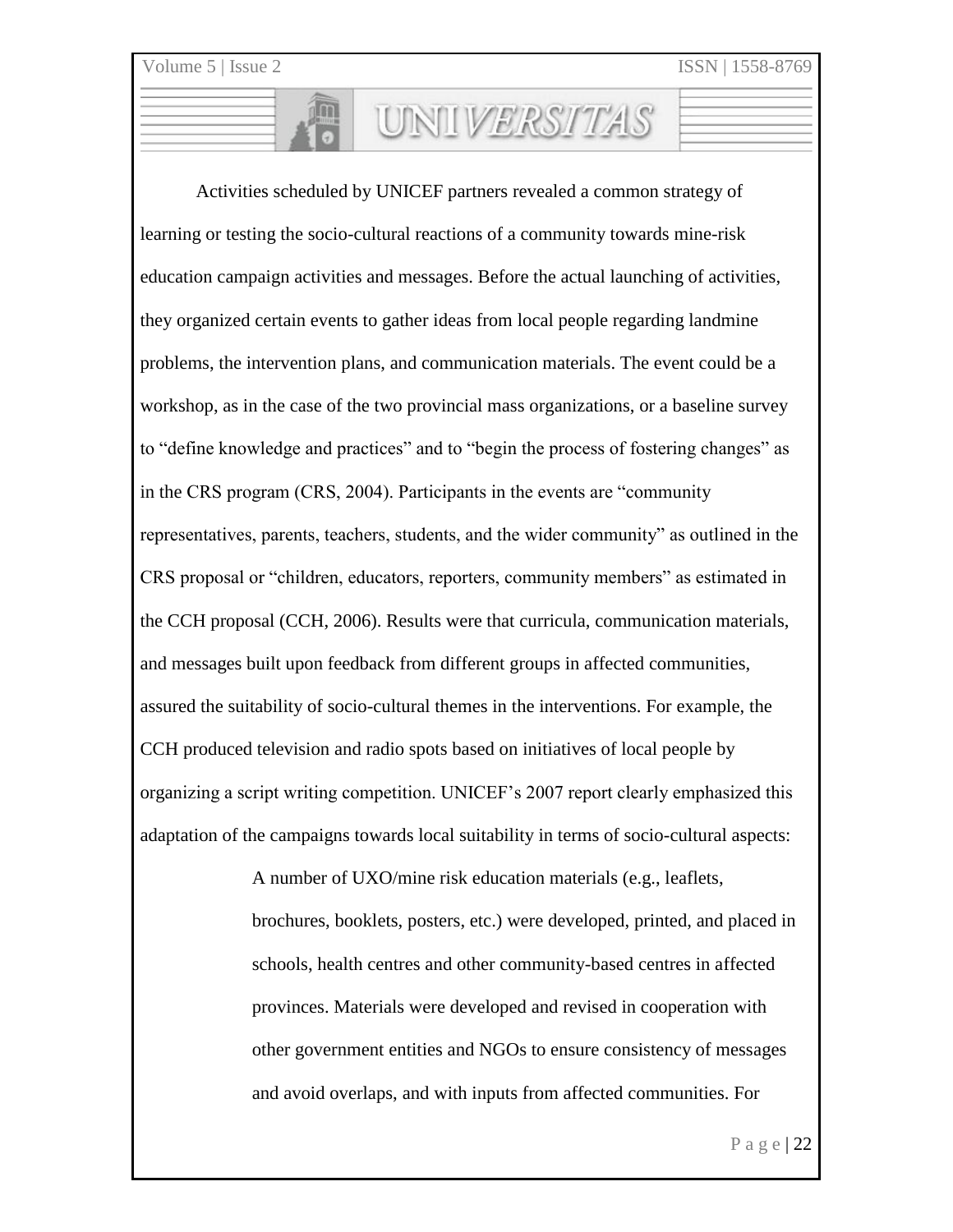Activities scheduled by UNICEF partners revealed a common strategy of learning or testing the socio-cultural reactions of a community towards mine-risk education campaign activities and messages. Before the actual launching of activities, they organized certain events to gather ideas from local people regarding landmine problems, the intervention plans, and communication materials. The event could be a workshop, as in the case of the two provincial mass organizations, or a baseline survey to "define knowledge and practices" and to "begin the process of fostering changes" as in the CRS program (CRS, 2004). Participants in the events are "community representatives, parents, teachers, students, and the wider community" as outlined in the CRS proposal or "children, educators, reporters, community members" as estimated in the CCH proposal (CCH, 2006). Results were that curricula, communication materials, and messages built upon feedback from different groups in affected communities, assured the suitability of socio-cultural themes in the interventions. For example, the CCH produced television and radio spots based on initiatives of local people by organizing a script writing competition. UNICEF's 2007 report clearly emphasized this adaptation of the campaigns towards local suitability in terms of socio-cultural aspects:

> A number of UXO/mine risk education materials (e.g., leaflets, brochures, booklets, posters, etc.) were developed, printed, and placed in schools, health centres and other community-based centres in affected provinces. Materials were developed and revised in cooperation with other government entities and NGOs to ensure consistency of messages and avoid overlaps, and with inputs from affected communities. For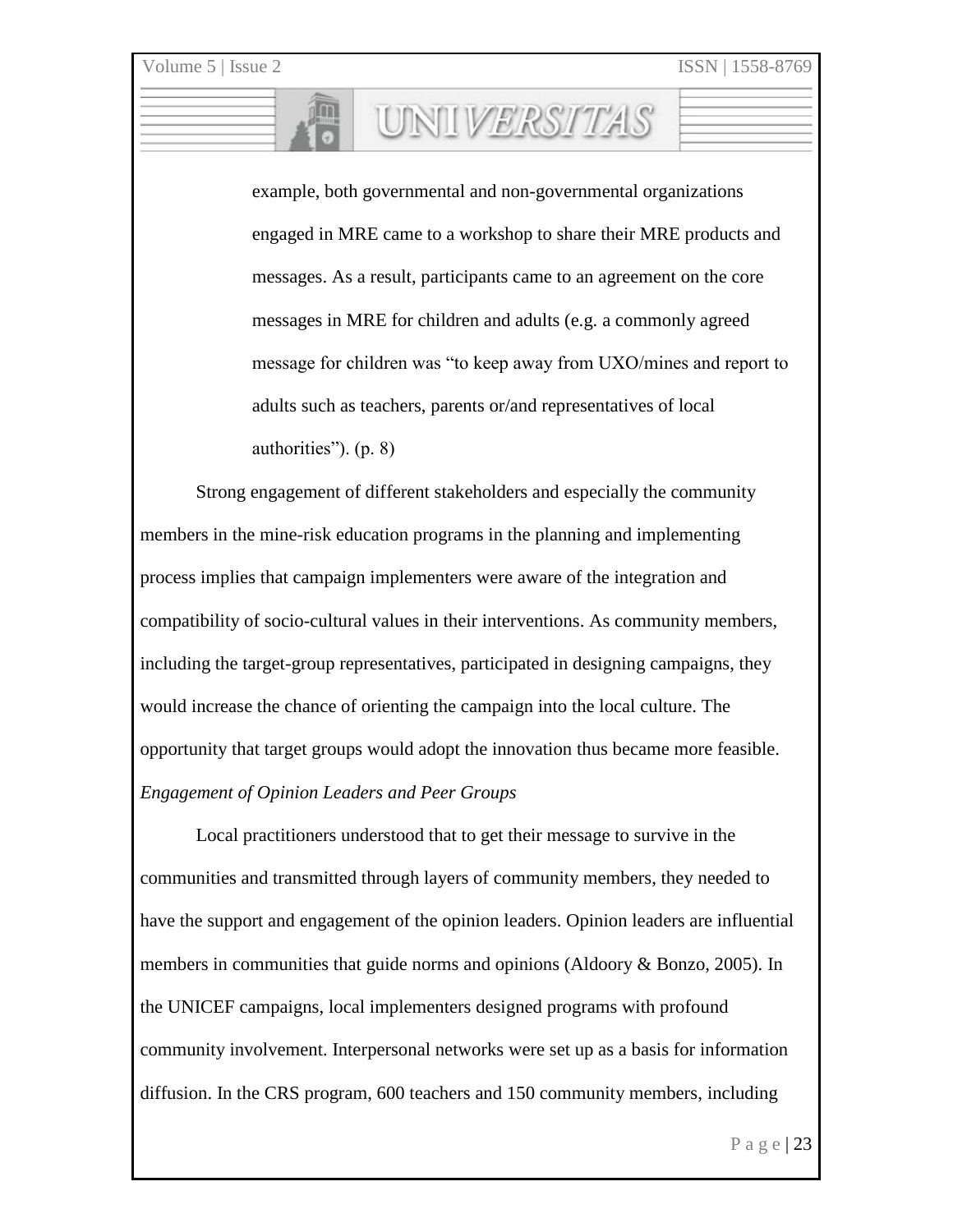example, both governmental and non-governmental organizations engaged in MRE came to a workshop to share their MRE products and messages. As a result, participants came to an agreement on the core messages in MRE for children and adults (e.g. a commonly agreed message for children was "to keep away from UXO/mines and report to adults such as teachers, parents or/and representatives of local authorities"). (p. 8)

Strong engagement of different stakeholders and especially the community members in the mine-risk education programs in the planning and implementing process implies that campaign implementers were aware of the integration and compatibility of socio-cultural values in their interventions. As community members, including the target-group representatives, participated in designing campaigns, they would increase the chance of orienting the campaign into the local culture. The opportunity that target groups would adopt the innovation thus became more feasible.

*Engagement of Opinion Leaders and Peer Groups*

Local practitioners understood that to get their message to survive in the communities and transmitted through layers of community members, they needed to have the support and engagement of the opinion leaders. Opinion leaders are influential members in communities that guide norms and opinions (Aldoory & Bonzo, 2005). In the UNICEF campaigns, local implementers designed programs with profound community involvement. Interpersonal networks were set up as a basis for information diffusion. In the CRS program, 600 teachers and 150 community members, including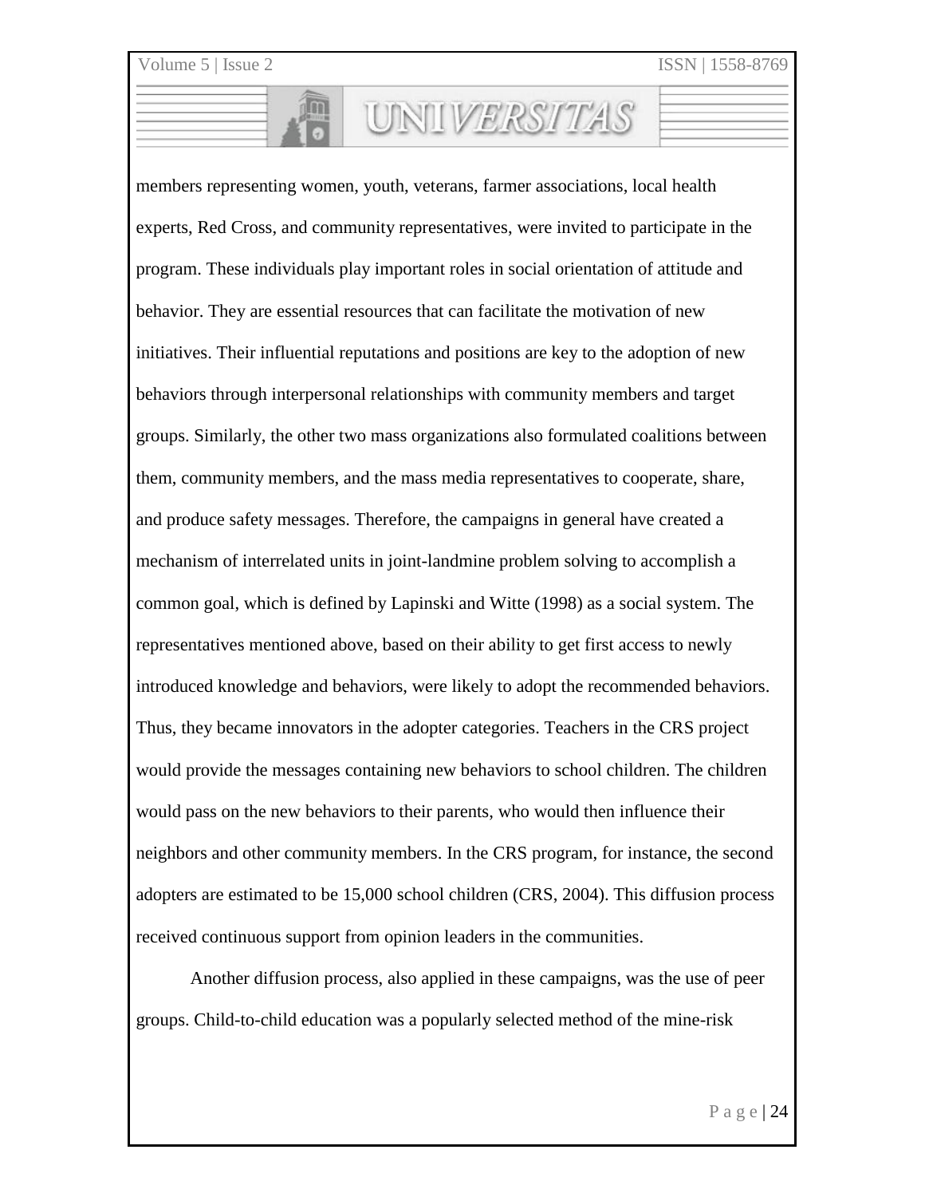members representing women, youth, veterans, farmer associations, local health experts, Red Cross, and community representatives, were invited to participate in the program. These individuals play important roles in social orientation of attitude and behavior. They are essential resources that can facilitate the motivation of new initiatives. Their influential reputations and positions are key to the adoption of new behaviors through interpersonal relationships with community members and target groups. Similarly, the other two mass organizations also formulated coalitions between them, community members, and the mass media representatives to cooperate, share, and produce safety messages. Therefore, the campaigns in general have created a mechanism of interrelated units in joint-landmine problem solving to accomplish a common goal, which is defined by Lapinski and Witte (1998) as a social system. The representatives mentioned above, based on their ability to get first access to newly introduced knowledge and behaviors, were likely to adopt the recommended behaviors. Thus, they became innovators in the adopter categories. Teachers in the CRS project would provide the messages containing new behaviors to school children. The children would pass on the new behaviors to their parents, who would then influence their neighbors and other community members. In the CRS program, for instance, the second adopters are estimated to be 15,000 school children (CRS, 2004). This diffusion process received continuous support from opinion leaders in the communities.

Another diffusion process, also applied in these campaigns, was the use of peer groups. Child-to-child education was a popularly selected method of the mine-risk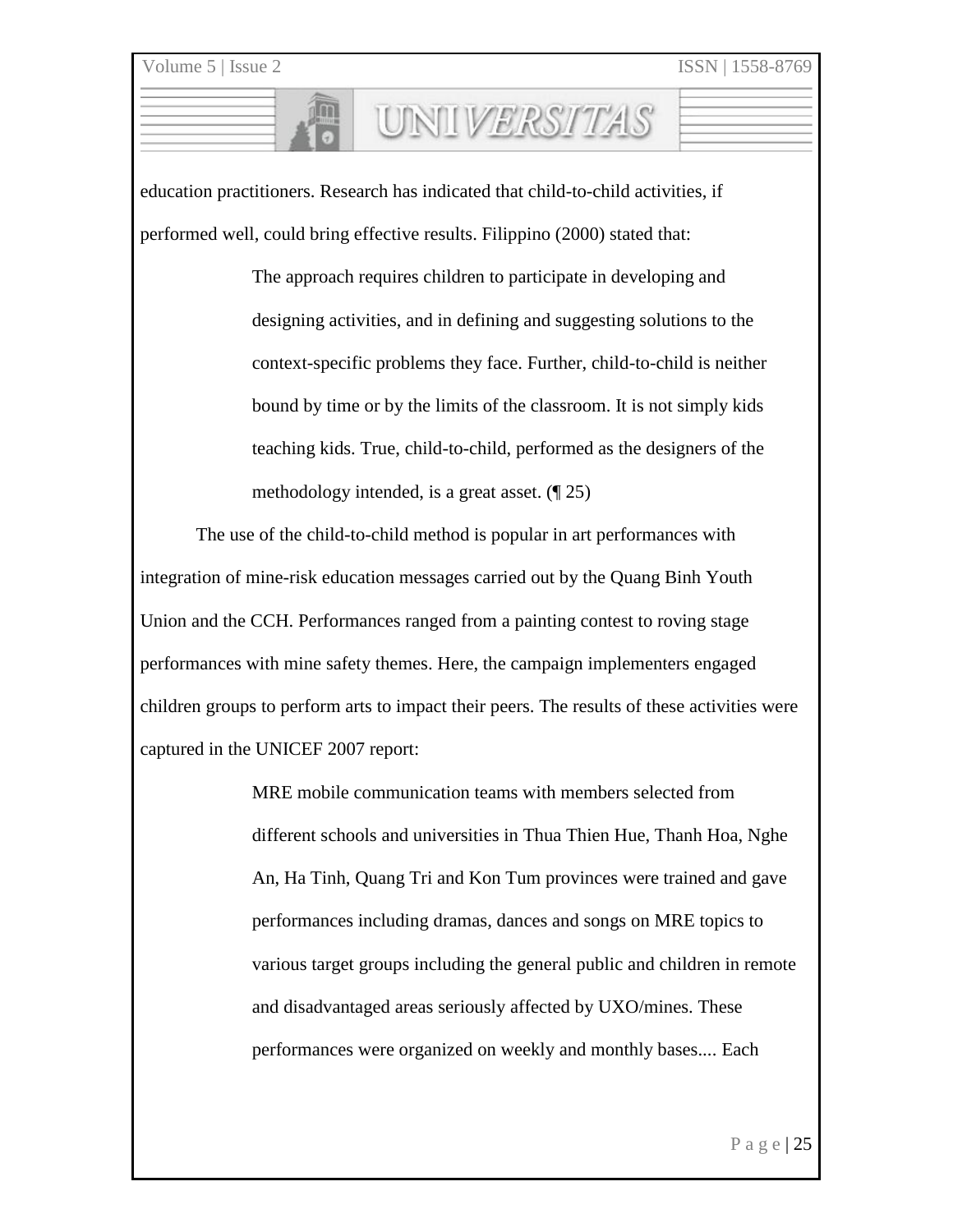education practitioners. Research has indicated that child-to-child activities, if performed well, could bring effective results. Filippino (2000) stated that:

> The approach requires children to participate in developing and designing activities, and in defining and suggesting solutions to the context-specific problems they face. Further, child-to-child is neither bound by time or by the limits of the classroom. It is not simply kids teaching kids. True, child-to-child, performed as the designers of the methodology intended, is a great asset. (¶ 25)

The use of the child-to-child method is popular in art performances with integration of mine-risk education messages carried out by the Quang Binh Youth Union and the CCH. Performances ranged from a painting contest to roving stage performances with mine safety themes. Here, the campaign implementers engaged children groups to perform arts to impact their peers. The results of these activities were captured in the UNICEF 2007 report:

> MRE mobile communication teams with members selected from different schools and universities in Thua Thien Hue, Thanh Hoa, Nghe An, Ha Tinh, Quang Tri and Kon Tum provinces were trained and gave performances including dramas, dances and songs on MRE topics to various target groups including the general public and children in remote and disadvantaged areas seriously affected by UXO/mines. These performances were organized on weekly and monthly bases.... Each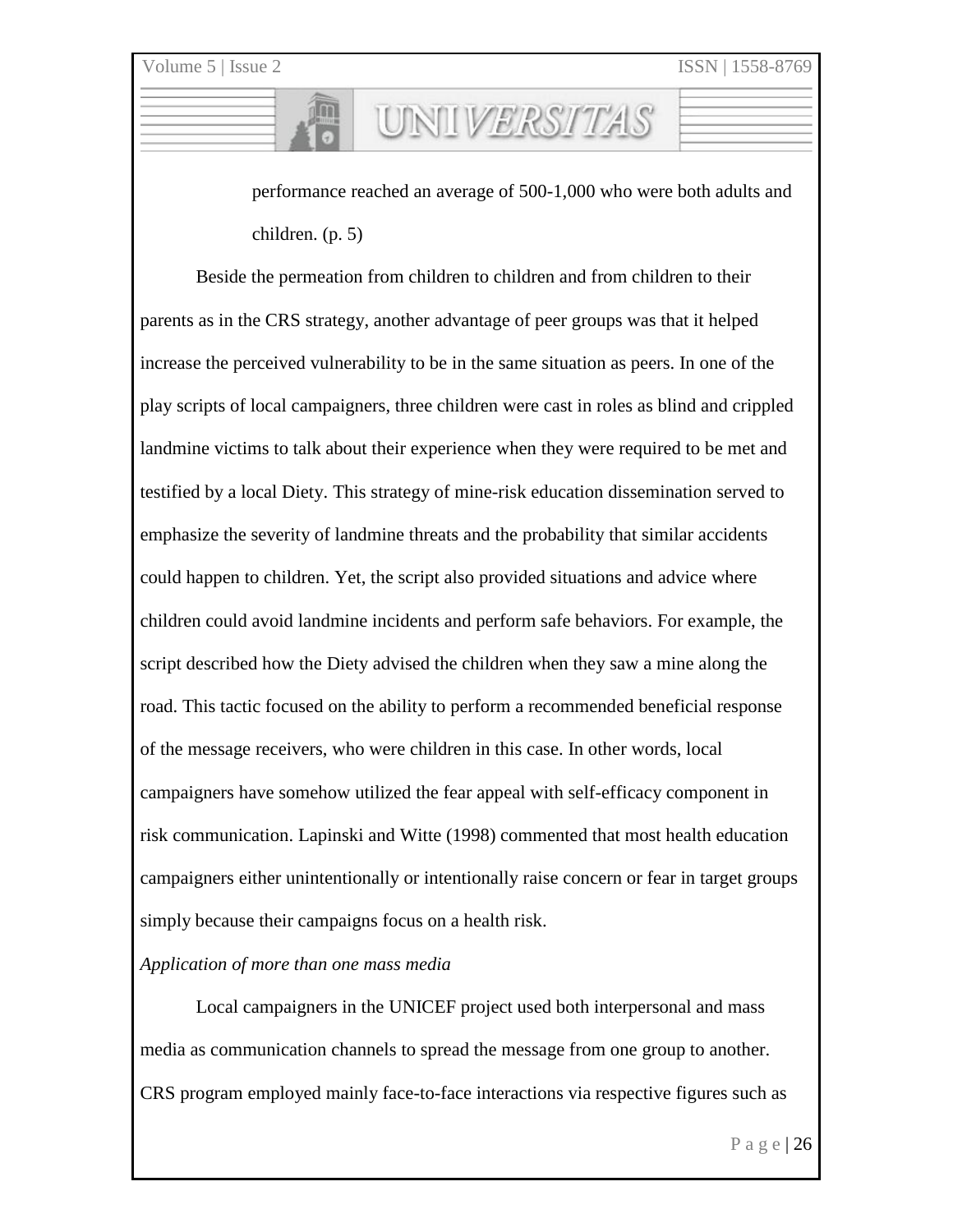> performance reached an average of 500-1,000 who were both adults and children. (p. 5)

Beside the permeation from children to children and from children to their parents as in the CRS strategy, another advantage of peer groups was that it helped increase the perceived vulnerability to be in the same situation as peers. In one of the play scripts of local campaigners, three children were cast in roles as blind and crippled landmine victims to talk about their experience when they were required to be met and testified by a local Diety. This strategy of mine-risk education dissemination served to emphasize the severity of landmine threats and the probability that similar accidents could happen to children. Yet, the script also provided situations and advice where children could avoid landmine incidents and perform safe behaviors. For example, the script described how the Diety advised the children when they saw a mine along the road. This tactic focused on the ability to perform a recommended beneficial response of the message receivers, who were children in this case. In other words, local campaigners have somehow utilized the fear appeal with self-efficacy component in risk communication. Lapinski and Witte (1998) commented that most health education campaigners either unintentionally or intentionally raise concern or fear in target groups simply because their campaigns focus on a health risk.

*Application of more than one mass media*

Local campaigners in the UNICEF project used both interpersonal and mass media as communication channels to spread the message from one group to another. CRS program employed mainly face-to-face interactions via respective figures such as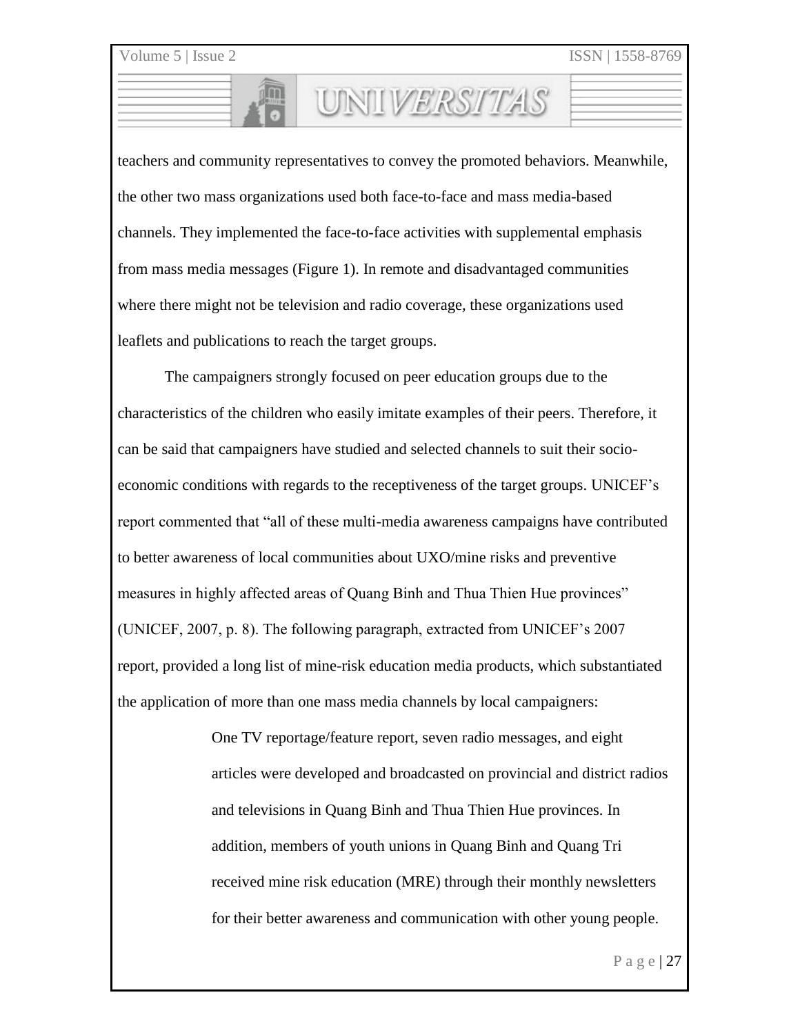teachers and community representatives to convey the promoted behaviors. Meanwhile, the other two mass organizations used both face-to-face and mass media-based channels. They implemented the face-to-face activities with supplemental emphasis from mass media messages (Figure 1). In remote and disadvantaged communities where there might not be television and radio coverage, these organizations used leaflets and publications to reach the target groups.

The campaigners strongly focused on peer education groups due to the characteristics of the children who easily imitate examples of their peers. Therefore, it can be said that campaigners have studied and selected channels to suit their socio-economic conditions with regards to the receptiveness of the target groups. UNICEF's report commented that "all of these multi-media awareness campaigns have contributed to better awareness of local communities about UXO/mine risks and preventive measures in highly affected areas of Quang Binh and Thua Thien Hue provinces" (UNICEF, 2007, p. 8). The following paragraph, extracted from UNICEF's 2007 report, provided a long list of mine-risk education media products, which substantiated the application of more than one mass media channels by local campaigners:

> One TV reportage/feature report, seven radio messages, and eight articles were developed and broadcasted on provincial and district radios and televisions in Quang Binh and Thua Thien Hue provinces. In addition, members of youth unions in Quang Binh and Quang Tri received mine risk education (MRE) through their monthly newsletters for their better awareness and communication with other young people.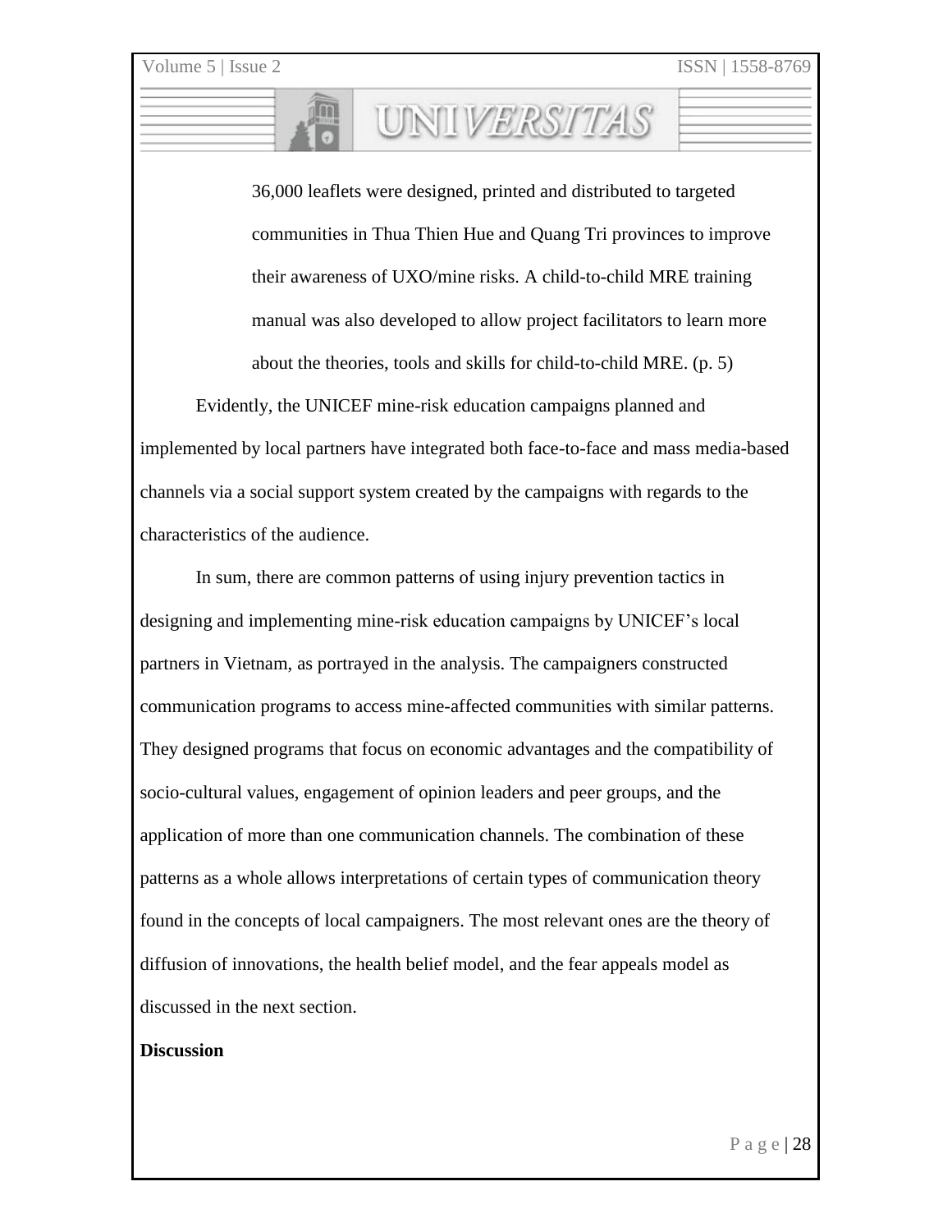> 36,000 leaflets were designed, printed and distributed to targeted communities in Thua Thien Hue and Quang Tri provinces to improve their awareness of UXO/mine risks. A child-to-child MRE training manual was also developed to allow project facilitators to learn more about the theories, tools and skills for child-to-child MRE. (p. 5)

Evidently, the UNICEF mine-risk education campaigns planned and implemented by local partners have integrated both face-to-face and mass media-based channels via a social support system created by the campaigns with regards to the characteristics of the audience.

In sum, there are common patterns of using injury prevention tactics in designing and implementing mine-risk education campaigns by UNICEF's local partners in Vietnam, as portrayed in the analysis. The campaigners constructed communication programs to access mine-affected communities with similar patterns. They designed programs that focus on economic advantages and the compatibility of socio-cultural values, engagement of opinion leaders and peer groups, and the application of more than one communication channels. The combination of these patterns as a whole allows interpretations of certain types of communication theory found in the concepts of local campaigners. The most relevant ones are the theory of diffusion of innovations, the health belief model, and the fear appeals model as discussed in the next section.

## Discussion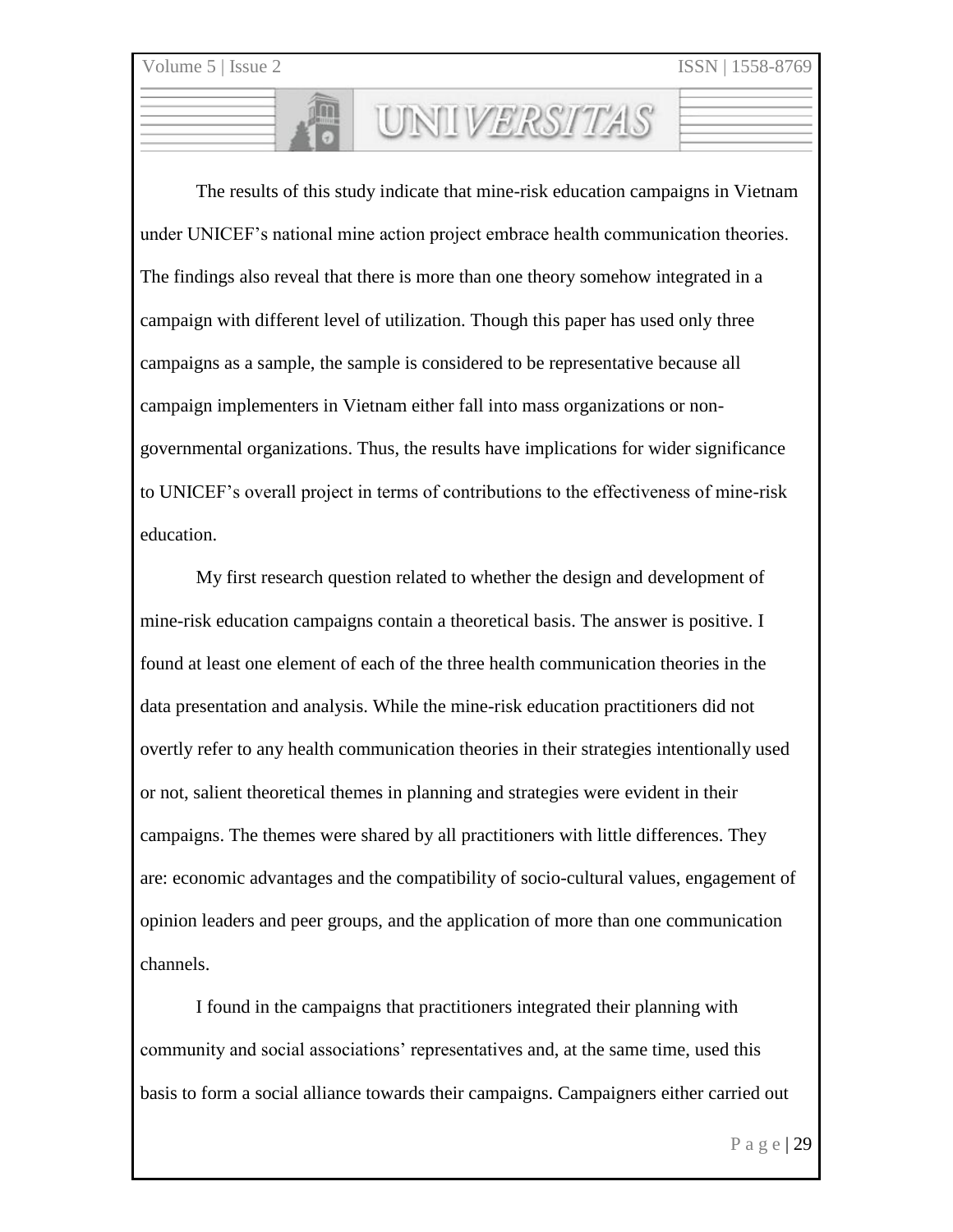The results of this study indicate that mine-risk education campaigns in Vietnam under UNICEF's national mine action project embrace health communication theories. The findings also reveal that there is more than one theory somehow integrated in a campaign with different level of utilization. Though this paper has used only three campaigns as a sample, the sample is considered to be representative because all campaign implementers in Vietnam either fall into mass organizations or non-governmental organizations. Thus, the results have implications for wider significance to UNICEF's overall project in terms of contributions to the effectiveness of mine-risk education.

My first research question related to whether the design and development of mine-risk education campaigns contain a theoretical basis. The answer is positive. I found at least one element of each of the three health communication theories in the data presentation and analysis. While the mine-risk education practitioners did not overtly refer to any health communication theories in their strategies intentionally used or not, salient theoretical themes in planning and strategies were evident in their campaigns. The themes were shared by all practitioners with little differences. They are: economic advantages and the compatibility of socio-cultural values, engagement of opinion leaders and peer groups, and the application of more than one communication channels.

I found in the campaigns that practitioners integrated their planning with community and social associations' representatives and, at the same time, used this basis to form a social alliance towards their campaigns. Campaigners either carried out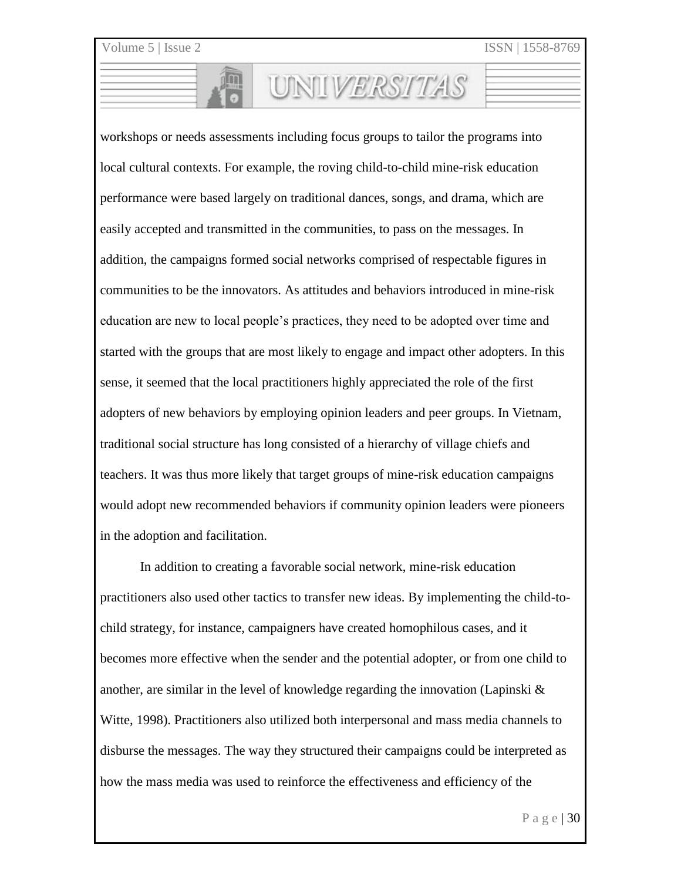workshops or needs assessments including focus groups to tailor the programs into local cultural contexts. For example, the roving child-to-child mine-risk education performance were based largely on traditional dances, songs, and drama, which are easily accepted and transmitted in the communities, to pass on the messages. In addition, the campaigns formed social networks comprised of respectable figures in communities to be the innovators. As attitudes and behaviors introduced in mine-risk education are new to local people's practices, they need to be adopted over time and started with the groups that are most likely to engage and impact other adopters. In this sense, it seemed that the local practitioners highly appreciated the role of the first adopters of new behaviors by employing opinion leaders and peer groups. In Vietnam, traditional social structure has long consisted of a hierarchy of village chiefs and teachers. It was thus more likely that target groups of mine-risk education campaigns would adopt new recommended behaviors if community opinion leaders were pioneers in the adoption and facilitation.

In addition to creating a favorable social network, mine-risk education practitioners also used other tactics to transfer new ideas. By implementing the child-to-child strategy, for instance, campaigners have created homophilous cases, and it becomes more effective when the sender and the potential adopter, or from one child to another, are similar in the level of knowledge regarding the innovation (Lapinski & Witte, 1998). Practitioners also utilized both interpersonal and mass media channels to disburse the messages. The way they structured their campaigns could be interpreted as how the mass media was used to reinforce the effectiveness and efficiency of the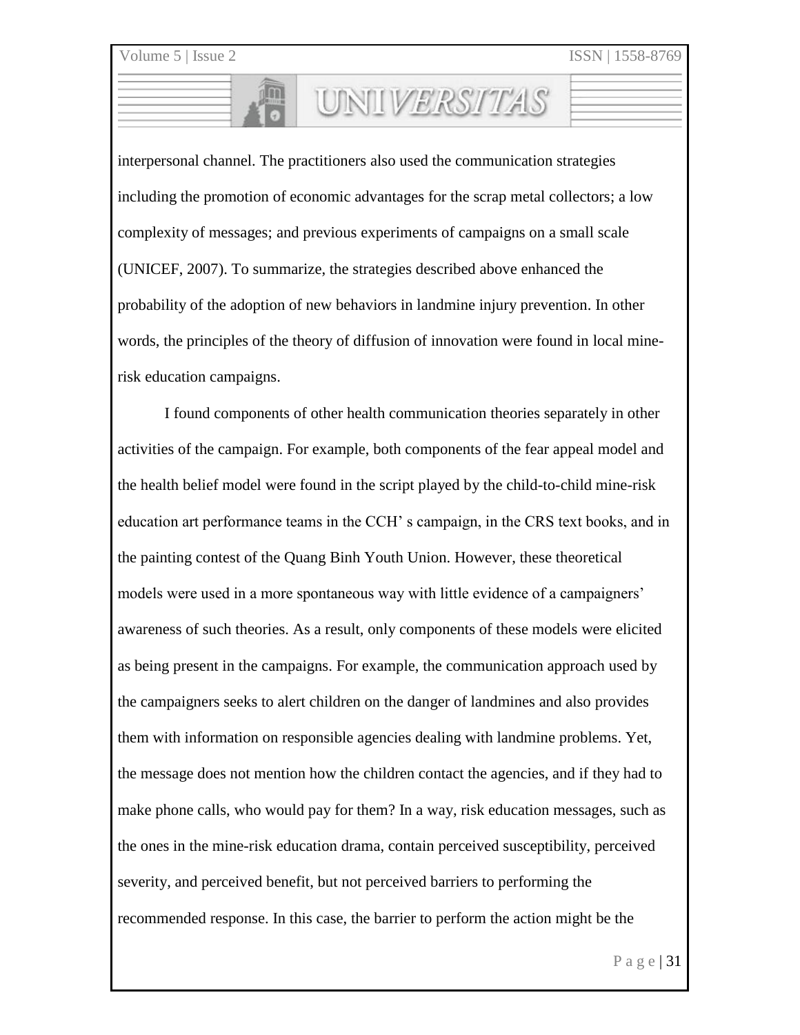interpersonal channel. The practitioners also used the communication strategies including the promotion of economic advantages for the scrap metal collectors; a low complexity of messages; and previous experiments of campaigns on a small scale (UNICEF, 2007). To summarize, the strategies described above enhanced the probability of the adoption of new behaviors in landmine injury prevention. In other words, the principles of the theory of diffusion of innovation were found in local mine-risk education campaigns.

I found components of other health communication theories separately in other activities of the campaign. For example, both components of the fear appeal model and the health belief model were found in the script played by the child-to-child mine-risk education art performance teams in the CCH' s campaign, in the CRS text books, and in the painting contest of the Quang Binh Youth Union. However, these theoretical models were used in a more spontaneous way with little evidence of a campaigners' awareness of such theories. As a result, only components of these models were elicited as being present in the campaigns. For example, the communication approach used by the campaigners seeks to alert children on the danger of landmines and also provides them with information on responsible agencies dealing with landmine problems. Yet, the message does not mention how the children contact the agencies, and if they had to make phone calls, who would pay for them? In a way, risk education messages, such as the ones in the mine-risk education drama, contain perceived susceptibility, perceived severity, and perceived benefit, but not perceived barriers to performing the recommended response. In this case, the barrier to perform the action might be the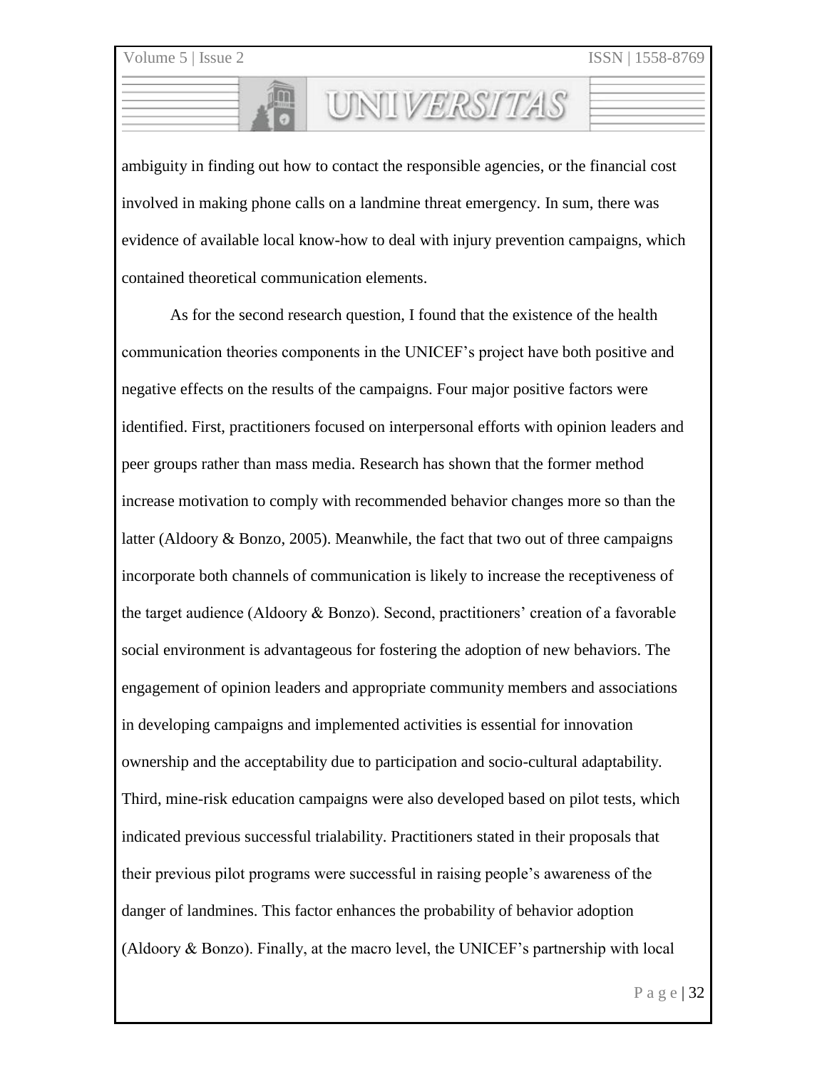ambiguity in finding out how to contact the responsible agencies, or the financial cost involved in making phone calls on a landmine threat emergency. In sum, there was evidence of available local know-how to deal with injury prevention campaigns, which contained theoretical communication elements.

As for the second research question, I found that the existence of the health communication theories components in the UNICEF's project have both positive and negative effects on the results of the campaigns. Four major positive factors were identified. First, practitioners focused on interpersonal efforts with opinion leaders and peer groups rather than mass media. Research has shown that the former method increase motivation to comply with recommended behavior changes more so than the latter (Aldoory & Bonzo, 2005). Meanwhile, the fact that two out of three campaigns incorporate both channels of communication is likely to increase the receptiveness of the target audience (Aldoory & Bonzo). Second, practitioners' creation of a favorable social environment is advantageous for fostering the adoption of new behaviors. The engagement of opinion leaders and appropriate community members and associations in developing campaigns and implemented activities is essential for innovation ownership and the acceptability due to participation and socio-cultural adaptability. Third, mine-risk education campaigns were also developed based on pilot tests, which indicated previous successful trialability. Practitioners stated in their proposals that their previous pilot programs were successful in raising people's awareness of the danger of landmines. This factor enhances the probability of behavior adoption (Aldoory & Bonzo). Finally, at the macro level, the UNICEF's partnership with local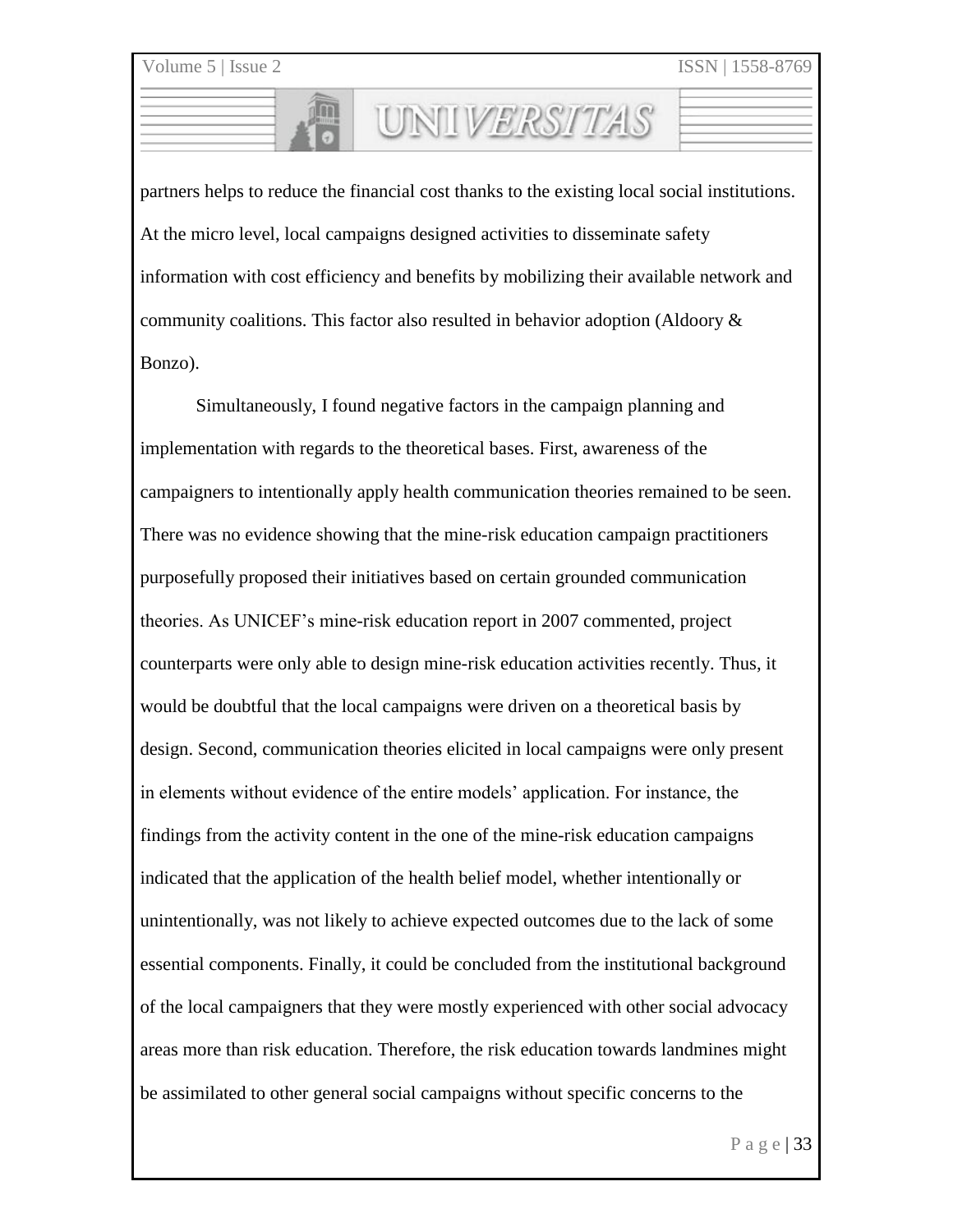partners helps to reduce the financial cost thanks to the existing local social institutions. At the micro level, local campaigns designed activities to disseminate safety information with cost efficiency and benefits by mobilizing their available network and community coalitions. This factor also resulted in behavior adoption (Aldoory & Bonzo).

Simultaneously, I found negative factors in the campaign planning and implementation with regards to the theoretical bases. First, awareness of the campaigners to intentionally apply health communication theories remained to be seen. There was no evidence showing that the mine-risk education campaign practitioners purposefully proposed their initiatives based on certain grounded communication theories. As UNICEF's mine-risk education report in 2007 commented, project counterparts were only able to design mine-risk education activities recently. Thus, it would be doubtful that the local campaigns were driven on a theoretical basis by design. Second, communication theories elicited in local campaigns were only present in elements without evidence of the entire models' application. For instance, the findings from the activity content in the one of the mine-risk education campaigns indicated that the application of the health belief model, whether intentionally or unintentionally, was not likely to achieve expected outcomes due to the lack of some essential components. Finally, it could be concluded from the institutional background of the local campaigners that they were mostly experienced with other social advocacy areas more than risk education. Therefore, the risk education towards landmines might be assimilated to other general social campaigns without specific concerns to the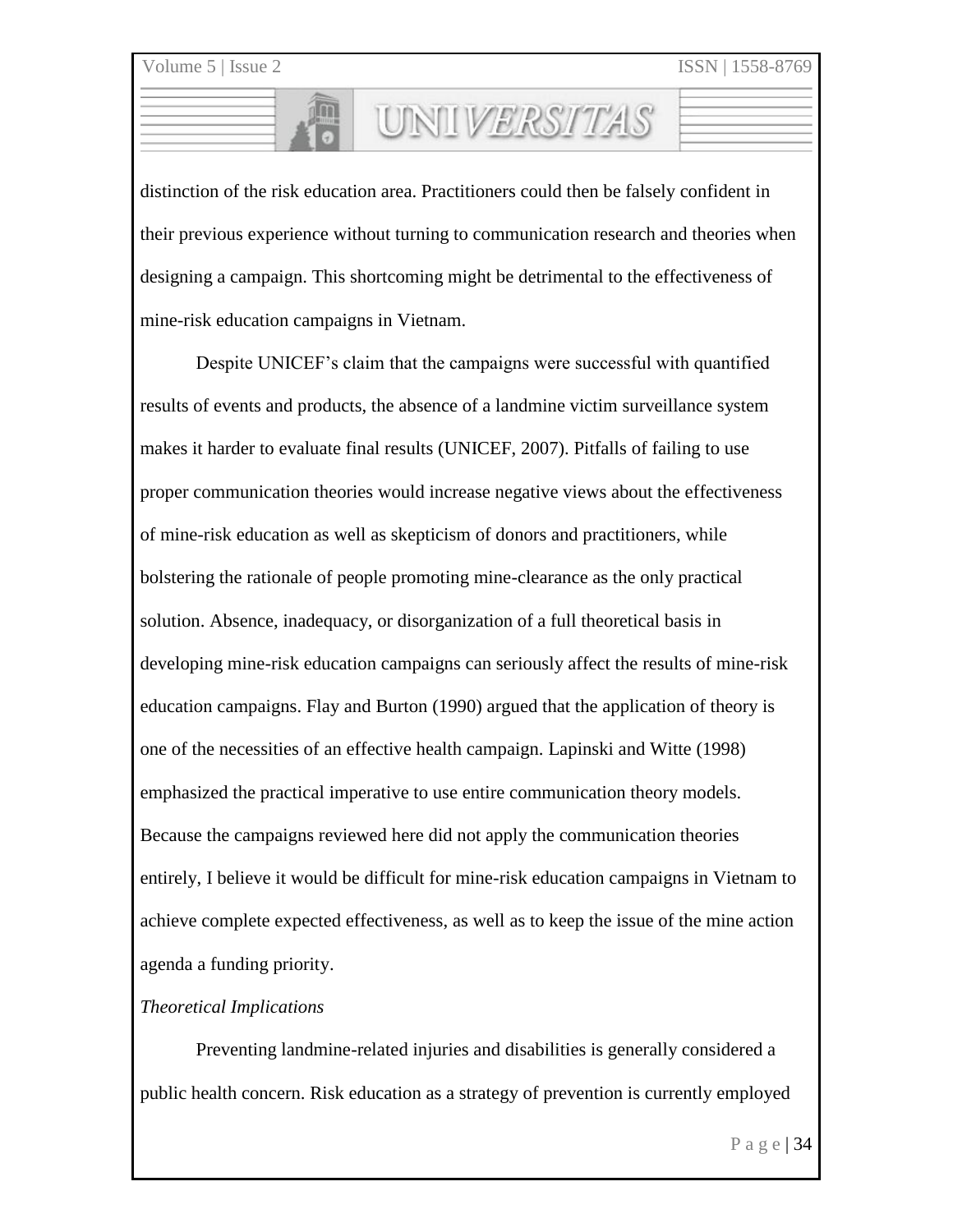distinction of the risk education area. Practitioners could then be falsely confident in their previous experience without turning to communication research and theories when designing a campaign. This shortcoming might be detrimental to the effectiveness of mine-risk education campaigns in Vietnam.

Despite UNICEF's claim that the campaigns were successful with quantified results of events and products, the absence of a landmine victim surveillance system makes it harder to evaluate final results (UNICEF, 2007). Pitfalls of failing to use proper communication theories would increase negative views about the effectiveness of mine-risk education as well as skepticism of donors and practitioners, while bolstering the rationale of people promoting mine-clearance as the only practical solution. Absence, inadequacy, or disorganization of a full theoretical basis in developing mine-risk education campaigns can seriously affect the results of mine-risk education campaigns. Flay and Burton (1990) argued that the application of theory is one of the necessities of an effective health campaign. Lapinski and Witte (1998) emphasized the practical imperative to use entire communication theory models. Because the campaigns reviewed here did not apply the communication theories entirely, I believe it would be difficult for mine-risk education campaigns in Vietnam to achieve complete expected effectiveness, as well as to keep the issue of the mine action agenda a funding priority.

*Theoretical Implications*

Preventing landmine-related injuries and disabilities is generally considered a public health concern. Risk education as a strategy of prevention is currently employed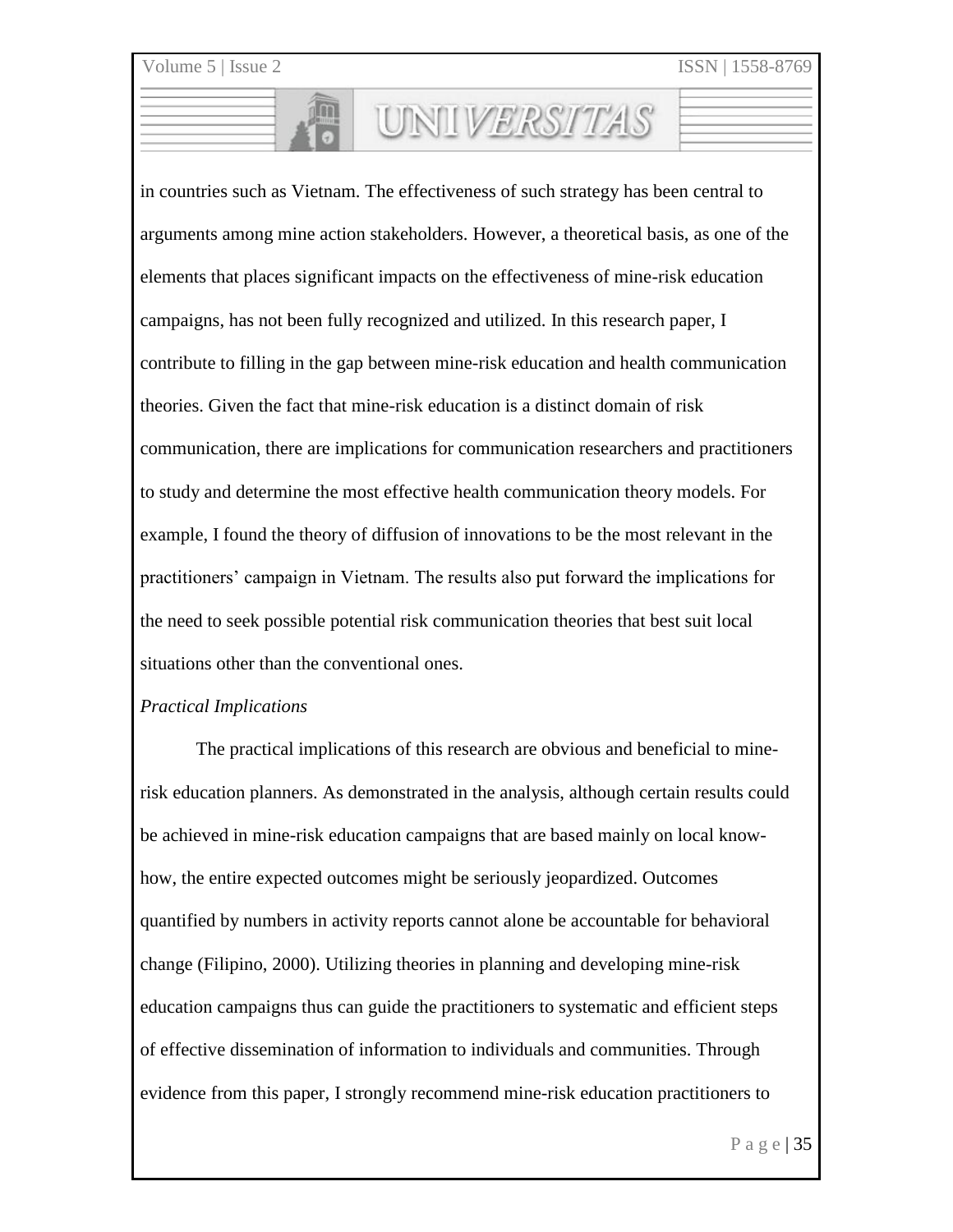in countries such as Vietnam. The effectiveness of such strategy has been central to arguments among mine action stakeholders. However, a theoretical basis, as one of the elements that places significant impacts on the effectiveness of mine-risk education campaigns, has not been fully recognized and utilized. In this research paper, I contribute to filling in the gap between mine-risk education and health communication theories. Given the fact that mine-risk education is a distinct domain of risk communication, there are implications for communication researchers and practitioners to study and determine the most effective health communication theory models. For example, I found the theory of diffusion of innovations to be the most relevant in the practitioners' campaign in Vietnam. The results also put forward the implications for the need to seek possible potential risk communication theories that best suit local situations other than the conventional ones.

*Practical Implications*

The practical implications of this research are obvious and beneficial to mine-risk education planners. As demonstrated in the analysis, although certain results could be achieved in mine-risk education campaigns that are based mainly on local know-how, the entire expected outcomes might be seriously jeopardized. Outcomes quantified by numbers in activity reports cannot alone be accountable for behavioral change (Filipino, 2000). Utilizing theories in planning and developing mine-risk education campaigns thus can guide the practitioners to systematic and efficient steps of effective dissemination of information to individuals and communities. Through evidence from this paper, I strongly recommend mine-risk education practitioners to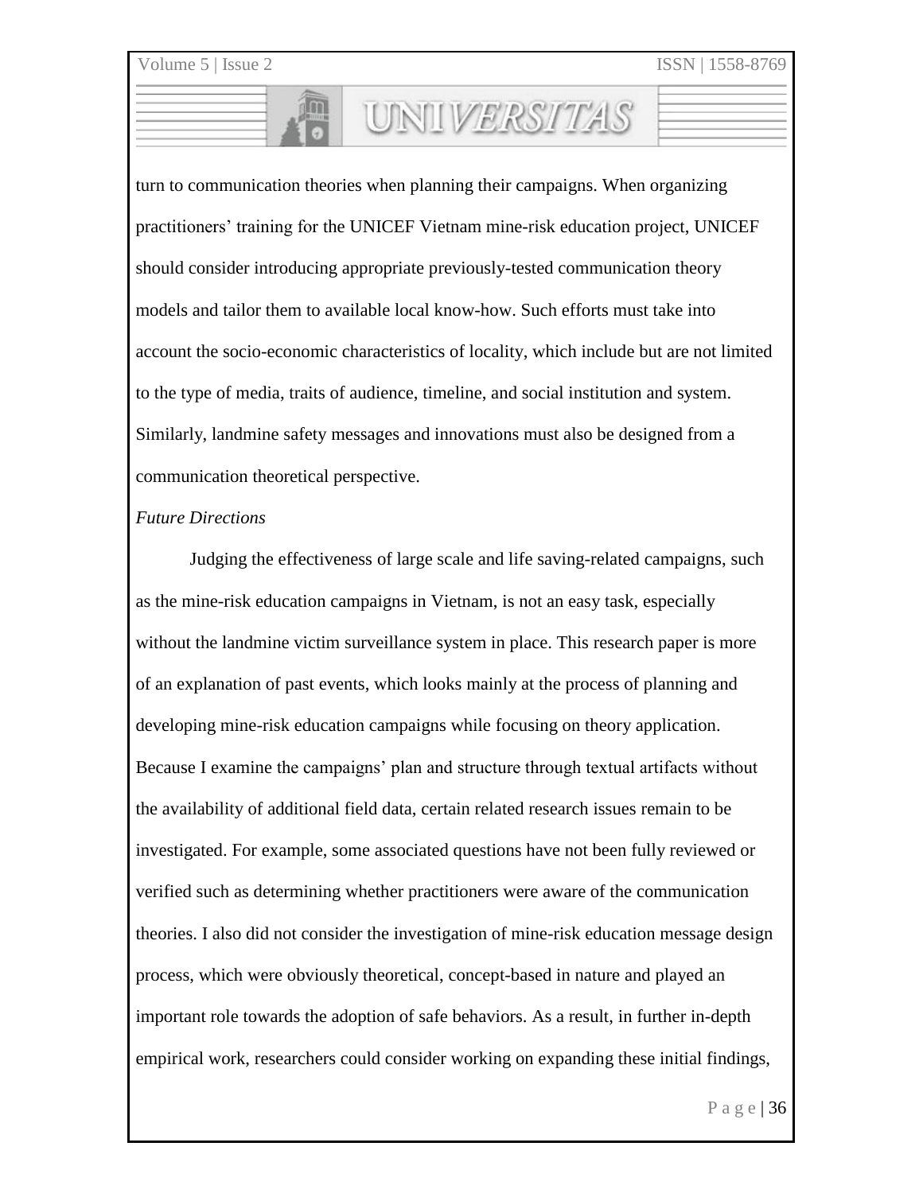turn to communication theories when planning their campaigns. When organizing practitioners' training for the UNICEF Vietnam mine-risk education project, UNICEF should consider introducing appropriate previously-tested communication theory models and tailor them to available local know-how. Such efforts must take into account the socio-economic characteristics of locality, which include but are not limited to the type of media, traits of audience, timeline, and social institution and system. Similarly, landmine safety messages and innovations must also be designed from a communication theoretical perspective.

*Future Directions*

Judging the effectiveness of large scale and life saving-related campaigns, such as the mine-risk education campaigns in Vietnam, is not an easy task, especially without the landmine victim surveillance system in place. This research paper is more of an explanation of past events, which looks mainly at the process of planning and developing mine-risk education campaigns while focusing on theory application. Because I examine the campaigns' plan and structure through textual artifacts without the availability of additional field data, certain related research issues remain to be investigated. For example, some associated questions have not been fully reviewed or verified such as determining whether practitioners were aware of the communication theories. I also did not consider the investigation of mine-risk education message design process, which were obviously theoretical, concept-based in nature and played an important role towards the adoption of safe behaviors. As a result, in further in-depth empirical work, researchers could consider working on expanding these initial findings,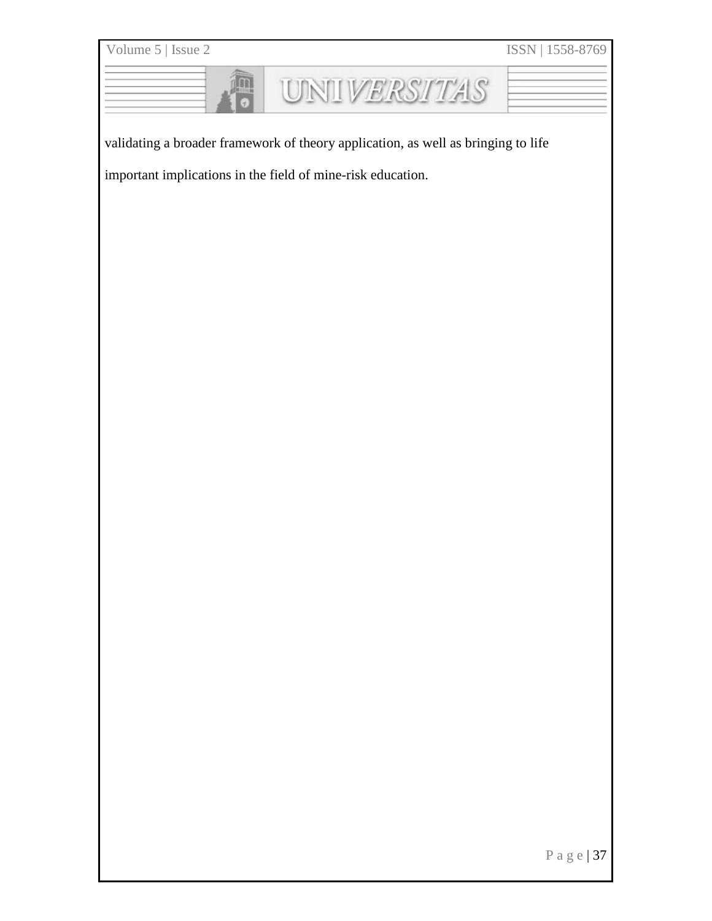validating a broader framework of theory application, as well as bringing to life important implications in the field of mine-risk education.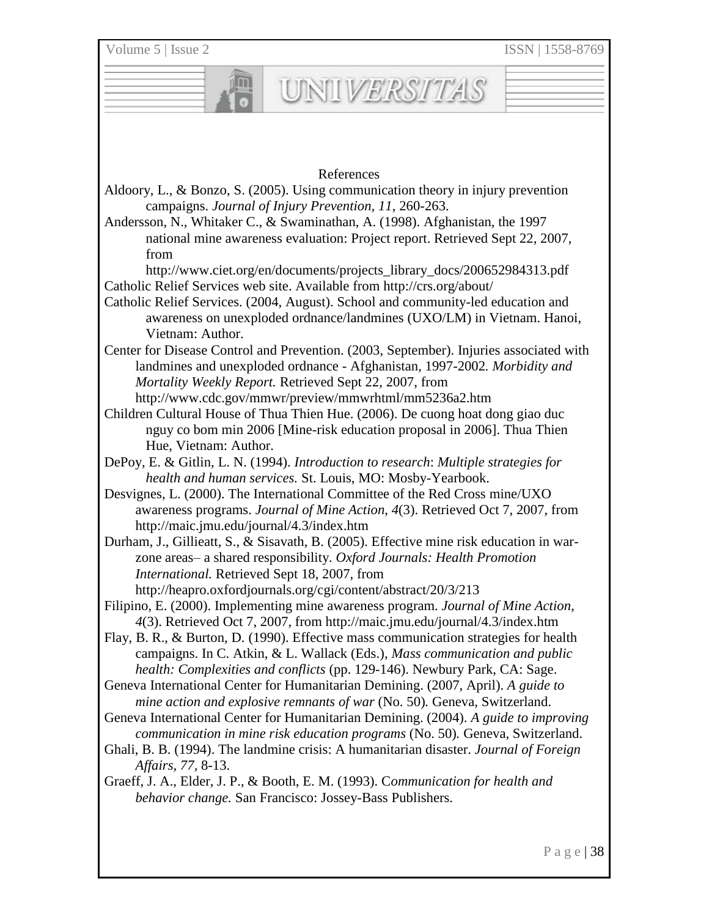## References

Aldoory, L., & Bonzo, S. (2005). Using communication theory in injury prevention campaigns. *Journal of Injury Prevention, 11*, 260-263.

Andersson, N., Whitaker C., & Swaminathan, A. (1998). Afghanistan, the 1997 national mine awareness evaluation: Project report. Retrieved Sept 22, 2007, from http://www.ciet.org/en/documents/projects_library_docs/200652984313.pdf

Catholic Relief Services web site. Available from http://crs.org/about/

Catholic Relief Services. (2004, August). School and community-led education and awareness on unexploded ordnance/landmines (UXO/LM) in Vietnam. Hanoi, Vietnam: Author.

Center for Disease Control and Prevention. (2003, September). Injuries associated with landmines and unexploded ordnance - Afghanistan, 1997-2002. *Morbidity and Mortality Weekly Report.* Retrieved Sept 22, 2007, from http://www.cdc.gov/mmwr/preview/mmwrhtml/mm5236a2.htm

Children Cultural House of Thua Thien Hue. (2006). De cuong hoat dong giao duc nguy co bom min 2006 [Mine-risk education proposal in 2006]. Thua Thien Hue, Vietnam: Author.

DePoy, E. & Gitlin, L. N. (1994). *Introduction to research*: *Multiple strategies for health and human services.* St. Louis, MO: Mosby-Yearbook.

Desvignes, L. (2000). The International Committee of the Red Cross mine/UXO awareness programs. *Journal of Mine Action, 4*(3). Retrieved Oct 7, 2007, from http://maic.jmu.edu/journal/4.3/index.htm

Durham, J., Gillieatt, S., & Sisavath, B. (2005). Effective mine risk education in war-zone areas– a shared responsibility. *Oxford Journals: Health Promotion International.* Retrieved Sept 18, 2007, from http://heapro.oxfordjournals.org/cgi/content/abstract/20/3/213

Filipino, E. (2000). Implementing mine awareness program. *Journal of Mine Action, 4*(3). Retrieved Oct 7, 2007, from http://maic.jmu.edu/journal/4.3/index.htm

Flay, B. R., & Burton, D. (1990). Effective mass communication strategies for health campaigns. In C. Atkin, & L. Wallack (Eds.), *Mass communication and public health: Complexities and conflicts* (pp. 129-146). Newbury Park, CA: Sage.

Geneva International Center for Humanitarian Demining. (2007, April). *A guide to mine action and explosive remnants of war* (No. 50)*.* Geneva, Switzerland.

Geneva International Center for Humanitarian Demining. (2004). *A guide to improving communication in mine risk education programs* (No. 50)*.* Geneva, Switzerland.

Ghali, B. B. (1994). The landmine crisis: A humanitarian disaster. *Journal of Foreign Affairs, 77*, 8-13.

Graeff, J. A., Elder, J. P., & Booth, E. M. (1993). C*ommunication for health and behavior change.* San Francisco: Jossey-Bass Publishers.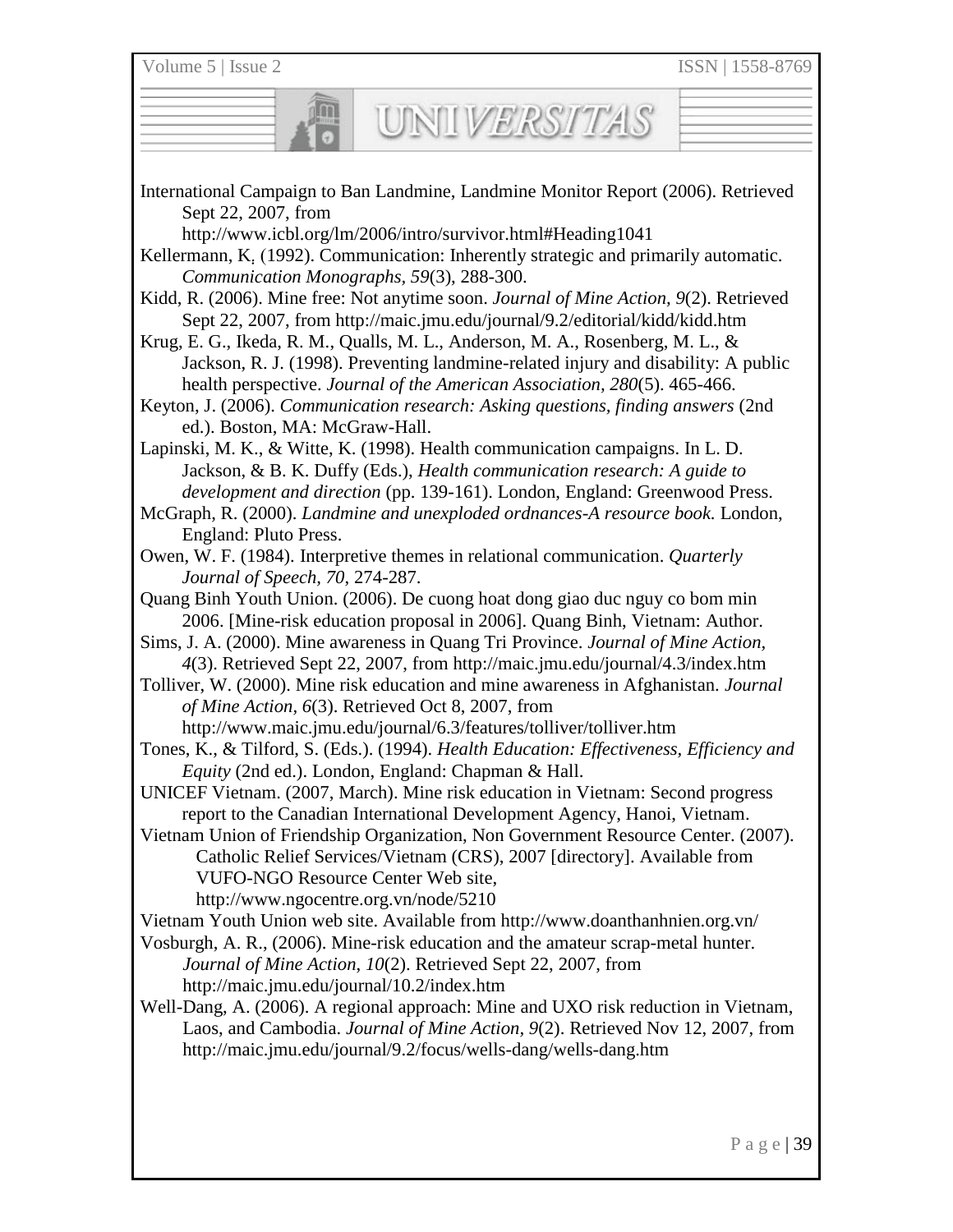International Campaign to Ban Landmine, Landmine Monitor Report (2006). Retrieved Sept 22, 2007, from http://www.icbl.org/lm/2006/intro/survivor.html#Heading1041

Kellermann, K, (1992). Communication: Inherently strategic and primarily automatic. *Communication Monographs*, *59*(3), 288-300.

Kidd, R. (2006). Mine free: Not anytime soon. *Journal of Mine Action, 9*(2). Retrieved Sept 22, 2007, from http://maic.jmu.edu/journal/9.2/editorial/kidd/kidd.htm

Krug, E. G., Ikeda, R. M., Qualls, M. L., Anderson, M. A., Rosenberg, M. L., & Jackson, R. J. (1998). Preventing landmine-related injury and disability: A public health perspective. *Journal of the American Association, 280*(5). 465-466.

Keyton, J. (2006). *Communication research: Asking questions, finding answers* (2nd ed.). Boston, MA: McGraw-Hall.

Lapinski, M. K., & Witte, K. (1998). Health communication campaigns. In L. D. Jackson, & B. K. Duffy (Eds.), *Health communication research: A guide to development and direction* (pp. 139-161). London, England: Greenwood Press.

McGraph, R. (2000). *Landmine and unexploded ordnances-A resource book.* London, England: Pluto Press.

Owen, W. F. (1984). Interpretive themes in relational communication. *Quarterly Journal of Speech, 70*, 274-287.

Quang Binh Youth Union. (2006). De cuong hoat dong giao duc nguy co bom min 2006. [Mine-risk education proposal in 2006]. Quang Binh, Vietnam: Author.

Sims, J. A. (2000). Mine awareness in Quang Tri Province. *Journal of Mine Action, 4*(3). Retrieved Sept 22, 2007, from http://maic.jmu.edu/journal/4.3/index.htm

Tolliver, W. (2000). Mine risk education and mine awareness in Afghanistan. *Journal of Mine Action, 6*(3). Retrieved Oct 8, 2007, from http://www.maic.jmu.edu/journal/6.3/features/tolliver/tolliver.htm

Tones, K., & Tilford, S. (Eds.). (1994). *Health Education: Effectiveness, Efficiency and Equity* (2nd ed.). London, England: Chapman & Hall.

UNICEF Vietnam. (2007, March). Mine risk education in Vietnam: Second progress report to the Canadian International Development Agency, Hanoi, Vietnam.

Vietnam Union of Friendship Organization, Non Government Resource Center. (2007). Catholic Relief Services/Vietnam (CRS), 2007 [directory]. Available from VUFO-NGO Resource Center Web site, http://www.ngocentre.org.vn/node/5210

Vietnam Youth Union web site. Available from http://www.doanthanhnien.org.vn/

Vosburgh, A. R., (2006). Mine-risk education and the amateur scrap-metal hunter. *Journal of Mine Action*, *10*(2). Retrieved Sept 22, 2007, from http://maic.jmu.edu/journal/10.2/index.htm

Well-Dang, A. (2006). A regional approach: Mine and UXO risk reduction in Vietnam, Laos, and Cambodia. *Journal of Mine Action, 9*(2). Retrieved Nov 12, 2007, from http://maic.jmu.edu/journal/9.2/focus/wells-dang/wells-dang.htm